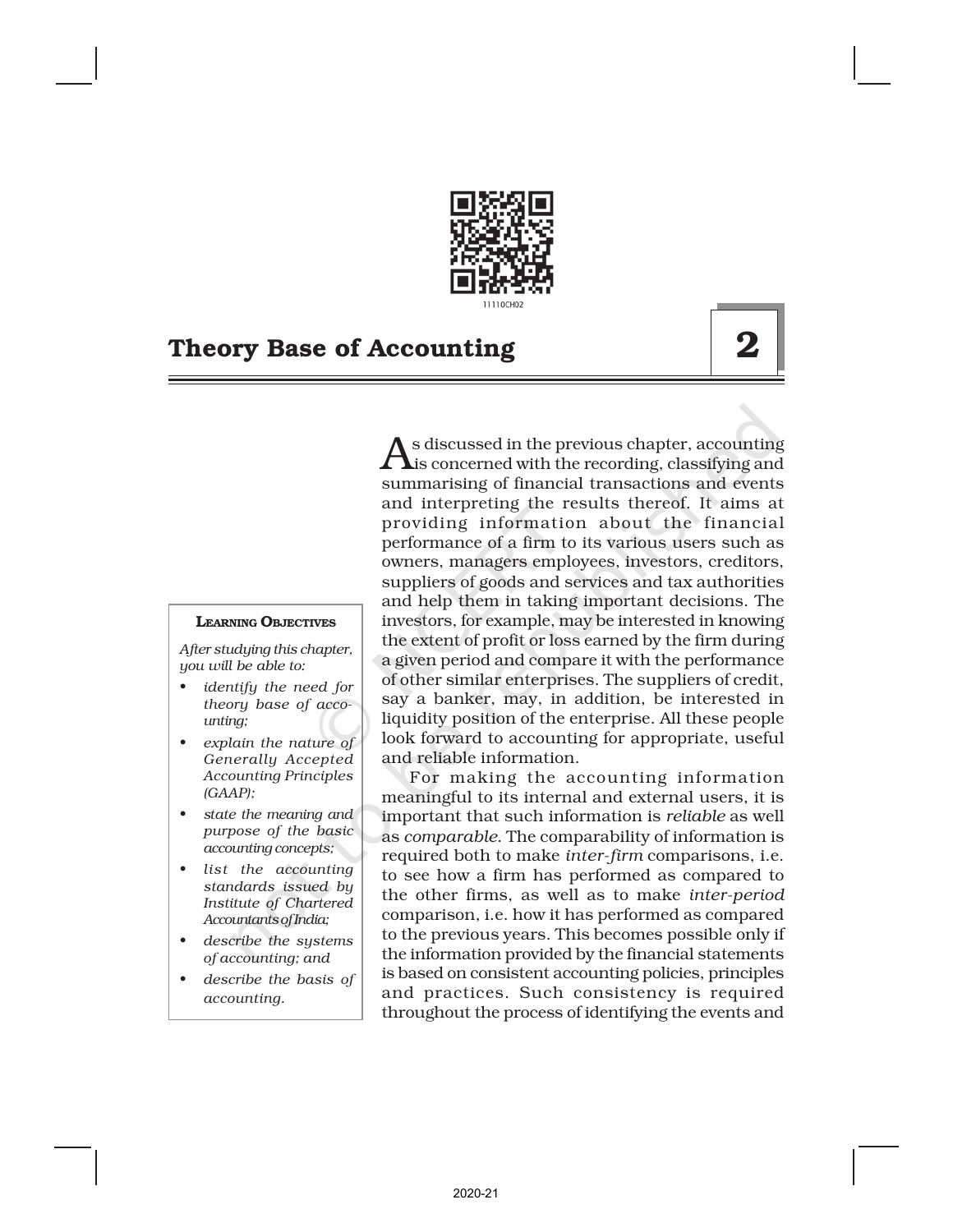# Theory Base of Accounting

## 2

> **Learning Objectives**
>
> *After studying this chapter, you will be able to:*
>
> - *identify the need for theory base of accounting;*
> - *explain the nature of Generally Accepted Accounting Principles (GAAP);*
> - *state the meaning and purpose of the basic accounting concepts;*
> - *list the accounting standards issued by Institute of Chartered Accountants of India;*
> - *describe the systems of accounting; and*
> - *describe the basis of accounting.*

As discussed in the previous chapter, accounting is concerned with the recording, classifying and summarising of financial transactions and events and interpreting the results thereof. It aims at providing information about the financial performance of a firm to its various users such as owners, managers employees, investors, creditors, suppliers of goods and services and tax authorities and help them in taking important decisions. The investors, for example, may be interested in knowing the extent of profit or loss earned by the firm during a given period and compare it with the performance of other similar enterprises. The suppliers of credit, say a banker, may, in addition, be interested in liquidity position of the enterprise. All these people look forward to accounting for appropriate, useful and reliable information.

For making the accounting information meaningful to its internal and external users, it is important that such information is *reliable* as well as *comparable*. The comparability of information is required both to make *inter-firm* comparisons, i.e. to see how a firm has performed as compared to the other firms, as well as to make *inter-period* comparison, i.e. how it has performed as compared to the previous years. This becomes possible only if the information provided by the financial statements is based on consistent accounting policies, principles and practices. Such consistency is required throughout the process of identifying the events and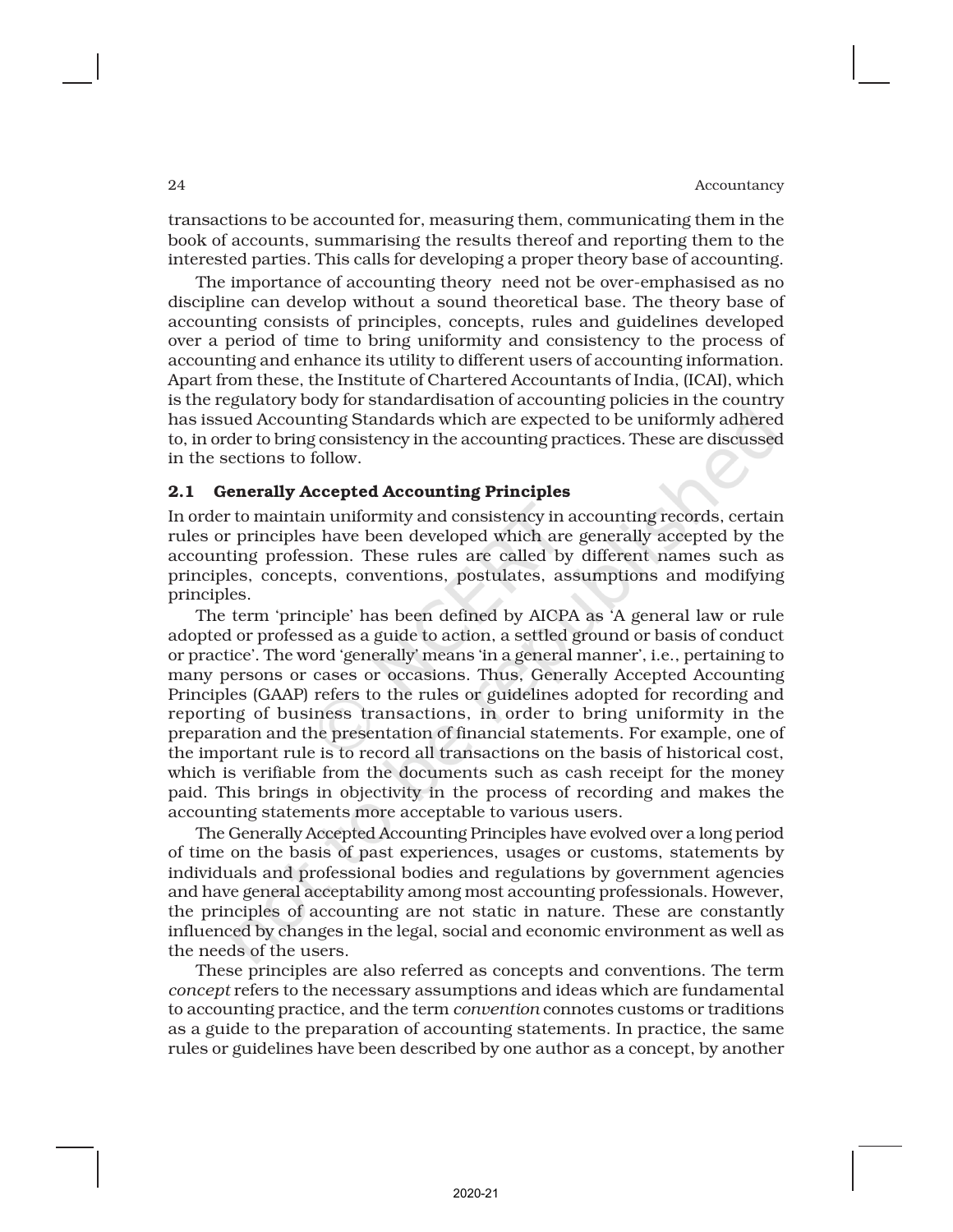transactions to be accounted for, measuring them, communicating them in the book of accounts, summarising the results thereof and reporting them to the interested parties. This calls for developing a proper theory base of accounting.

The importance of accounting theory need not be over-emphasised as no discipline can develop without a sound theoretical base. The theory base of accounting consists of principles, concepts, rules and guidelines developed over a period of time to bring uniformity and consistency to the process of accounting and enhance its utility to different users of accounting information. Apart from these, the Institute of Chartered Accountants of India, (ICAI), which is the regulatory body for standardisation of accounting policies in the country has issued Accounting Standards which are expected to be uniformly adhered to, in order to bring consistency in the accounting practices. These are discussed in the sections to follow.

## 2.1 Generally Accepted Accounting Principles

In order to maintain uniformity and consistency in accounting records, certain rules or principles have been developed which are generally accepted by the accounting profession. These rules are called by different names such as principles, concepts, conventions, postulates, assumptions and modifying principles.

The term 'principle' has been defined by AICPA as 'A general law or rule adopted or professed as a guide to action, a settled ground or basis of conduct or practice'. The word 'generally' means 'in a general manner', i.e., pertaining to many persons or cases or occasions. Thus, Generally Accepted Accounting Principles (GAAP) refers to the rules or guidelines adopted for recording and reporting of business transactions, in order to bring uniformity in the preparation and the presentation of financial statements. For example, one of the important rule is to record all transactions on the basis of historical cost, which is verifiable from the documents such as cash receipt for the money paid. This brings in objectivity in the process of recording and makes the accounting statements more acceptable to various users.

The Generally Accepted Accounting Principles have evolved over a long period of time on the basis of past experiences, usages or customs, statements by individuals and professional bodies and regulations by government agencies and have general acceptability among most accounting professionals. However, the principles of accounting are not static in nature. These are constantly influenced by changes in the legal, social and economic environment as well as the needs of the users.

These principles are also referred as concepts and conventions. The term *concept* refers to the necessary assumptions and ideas which are fundamental to accounting practice, and the term *convention* connotes customs or traditions as a guide to the preparation of accounting statements. In practice, the same rules or guidelines have been described by one author as a concept, by another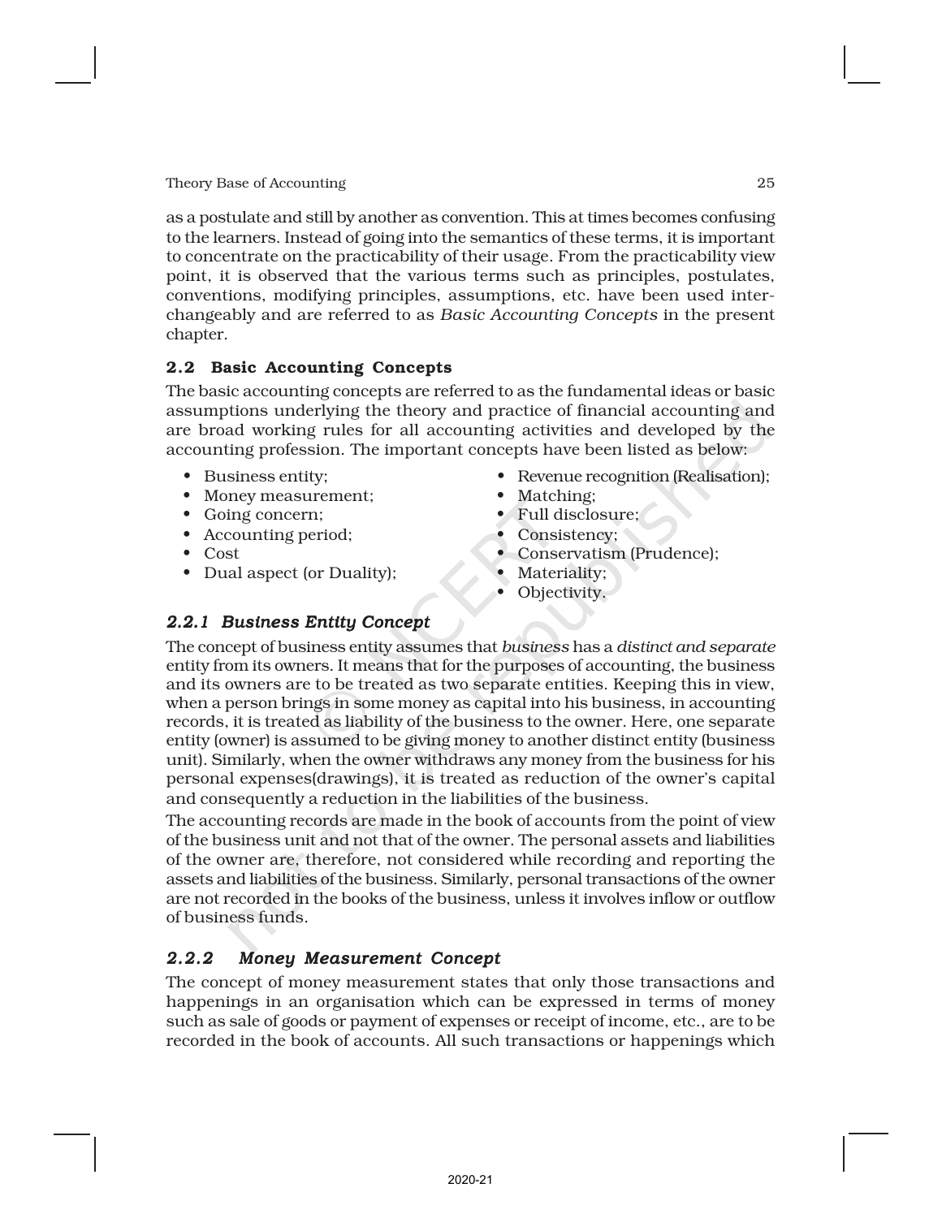as a postulate and still by another as convention. This at times becomes confusing to the learners. Instead of going into the semantics of these terms, it is important to concentrate on the practicability of their usage. From the practicability view point, it is observed that the various terms such as principles, postulates, conventions, modifying principles, assumptions, etc. have been used interchangeably and are referred to as *Basic Accounting Concepts* in the present chapter.

## 2.2 Basic Accounting Concepts

The basic accounting concepts are referred to as the fundamental ideas or basic assumptions underlying the theory and practice of financial accounting and are broad working rules for all accounting activities and developed by the accounting profession. The important concepts have been listed as below:

- Business entity;
- Money measurement;
- Going concern;
- Accounting period;
- Cost
- Dual aspect (or Duality);
- Revenue recognition (Realisation);
- Matching;
- Full disclosure;
- Consistency;
- Conservatism (Prudence);
- Materiality;
- Objectivity.

### *2.2.1 Business Entity Concept*

The concept of business entity assumes that *business* has a *distinct and separate* entity from its owners. It means that for the purposes of accounting, the business and its owners are to be treated as two separate entities. Keeping this in view, when a person brings in some money as capital into his business, in accounting records, it is treated as liability of the business to the owner. Here, one separate entity (owner) is assumed to be giving money to another distinct entity (business unit). Similarly, when the owner withdraws any money from the business for his personal expenses(drawings), it is treated as reduction of the owner's capital and consequently a reduction in the liabilities of the business.

The accounting records are made in the book of accounts from the point of view of the business unit and not that of the owner. The personal assets and liabilities of the owner are, therefore, not considered while recording and reporting the assets and liabilities of the business. Similarly, personal transactions of the owner are not recorded in the books of the business, unless it involves inflow or outflow of business funds.

### *2.2.2 Money Measurement Concept*

The concept of money measurement states that only those transactions and happenings in an organisation which can be expressed in terms of money such as sale of goods or payment of expenses or receipt of income, etc., are to be recorded in the book of accounts. All such transactions or happenings which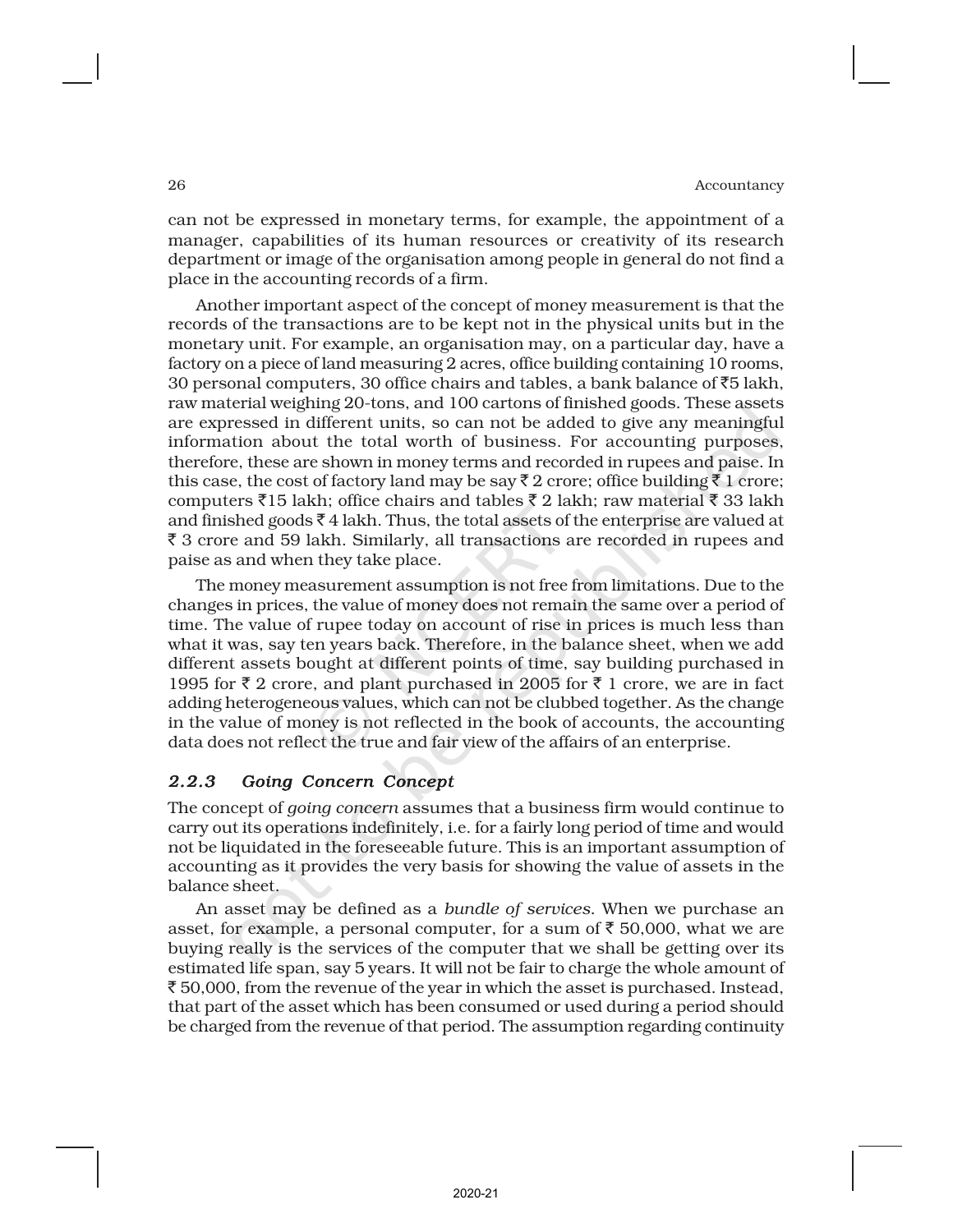can not be expressed in monetary terms, for example, the appointment of a manager, capabilities of its human resources or creativity of its research department or image of the organisation among people in general do not find a place in the accounting records of a firm.

Another important aspect of the concept of money measurement is that the records of the transactions are to be kept not in the physical units but in the monetary unit. For example, an organisation may, on a particular day, have a factory on a piece of land measuring 2 acres, office building containing 10 rooms, 30 personal computers, 30 office chairs and tables, a bank balance of ₹5 lakh, raw material weighing 20-tons, and 100 cartons of finished goods. These assets are expressed in different units, so can not be added to give any meaningful information about the total worth of business. For accounting purposes, therefore, these are shown in money terms and recorded in rupees and paise. In this case, the cost of factory land may be say ₹ 2 crore; office building ₹ 1 crore; computers ₹15 lakh; office chairs and tables ₹ 2 lakh; raw material ₹ 33 lakh and finished goods ₹ 4 lakh. Thus, the total assets of the enterprise are valued at ₹ 3 crore and 59 lakh. Similarly, all transactions are recorded in rupees and paise as and when they take place.

The money measurement assumption is not free from limitations. Due to the changes in prices, the value of money does not remain the same over a period of time. The value of rupee today on account of rise in prices is much less than what it was, say ten years back. Therefore, in the balance sheet, when we add different assets bought at different points of time, say building purchased in 1995 for ₹ 2 crore, and plant purchased in 2005 for ₹ 1 crore, we are in fact adding heterogeneous values, which can not be clubbed together. As the change in the value of money is not reflected in the book of accounts, the accounting data does not reflect the true and fair view of the affairs of an enterprise.

### *2.2.3 Going Concern Concept*

The concept of *going concern* assumes that a business firm would continue to carry out its operations indefinitely, i.e. for a fairly long period of time and would not be liquidated in the foreseeable future. This is an important assumption of accounting as it provides the very basis for showing the value of assets in the balance sheet.

An asset may be defined as a *bundle of services*. When we purchase an asset, for example, a personal computer, for a sum of ₹ 50,000, what we are buying really is the services of the computer that we shall be getting over its estimated life span, say 5 years. It will not be fair to charge the whole amount of ₹ 50,000, from the revenue of the year in which the asset is purchased. Instead, that part of the asset which has been consumed or used during a period should be charged from the revenue of that period. The assumption regarding continuity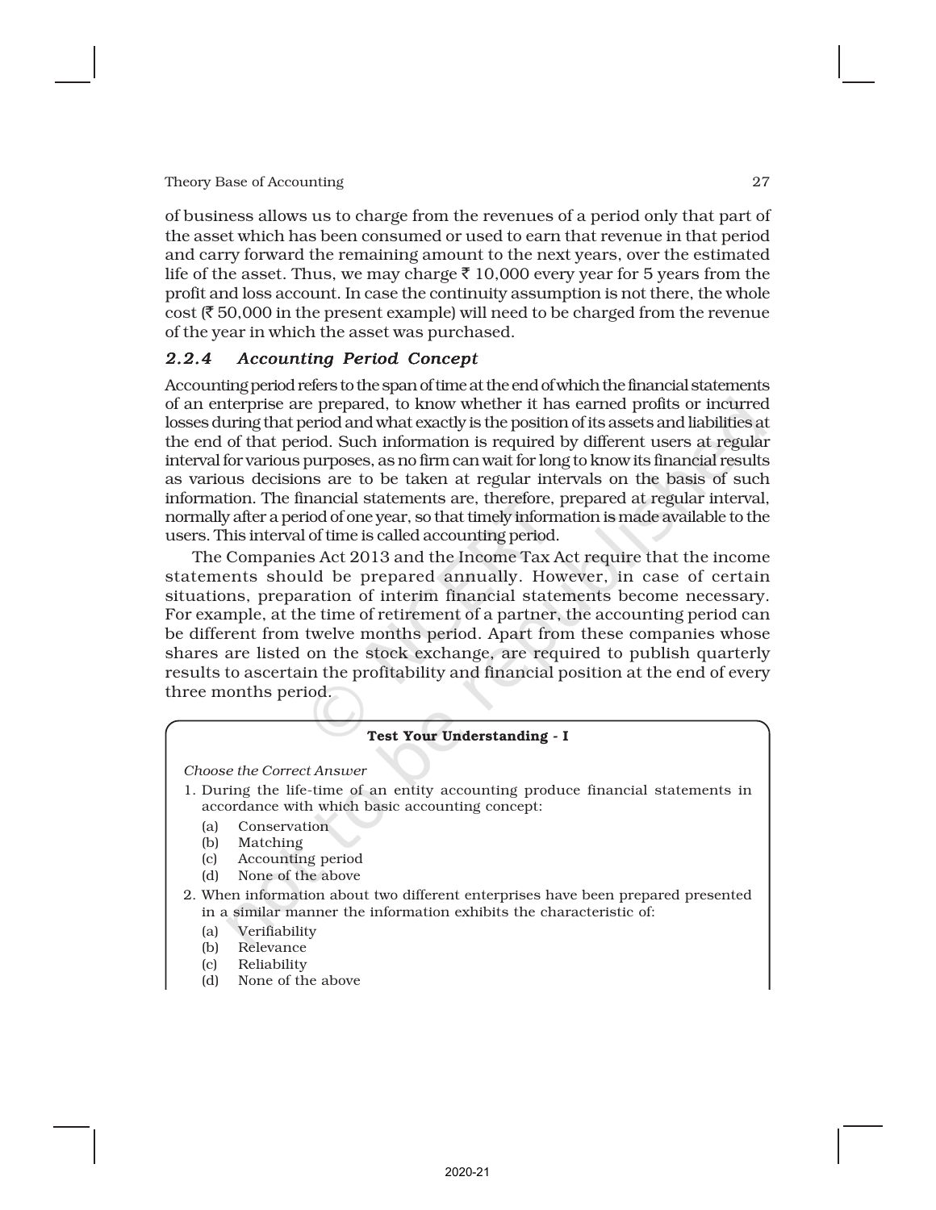of business allows us to charge from the revenues of a period only that part of the asset which has been consumed or used to earn that revenue in that period and carry forward the remaining amount to the next years, over the estimated life of the asset. Thus, we may charge ₹ 10,000 every year for 5 years from the profit and loss account. In case the continuity assumption is not there, the whole cost (₹ 50,000 in the present example) will need to be charged from the revenue of the year in which the asset was purchased.

### *2.2.4 Accounting Period Concept*

Accounting period refers to the span of time at the end of which the financial statements of an enterprise are prepared, to know whether it has earned profits or incurred losses during that period and what exactly is the position of its assets and liabilities at the end of that period. Such information is required by different users at regular interval for various purposes, as no firm can wait for long to know its financial results as various decisions are to be taken at regular intervals on the basis of such information. The financial statements are, therefore, prepared at regular interval, normally after a period of one year, so that timely information is made available to the users. This interval of time is called accounting period.

The Companies Act 2013 and the Income Tax Act require that the income statements should be prepared annually. However, in case of certain situations, preparation of interim financial statements become necessary. For example, at the time of retirement of a partner, the accounting period can be different from twelve months period. Apart from these companies whose shares are listed on the stock exchange, are required to publish quarterly results to ascertain the profitability and financial position at the end of every three months period.

**Test Your Understanding - I**

*Choose the Correct Answer*

1. During the life-time of an entity accounting produce financial statements in accordance with which basic accounting concept:
   (a) Conservation
   (b) Matching
   (c) Accounting period
   (d) None of the above
2. When information about two different enterprises have been prepared presented in a similar manner the information exhibits the characteristic of:
   (a) Verifiability
   (b) Relevance
   (c) Reliability
   (d) None of the above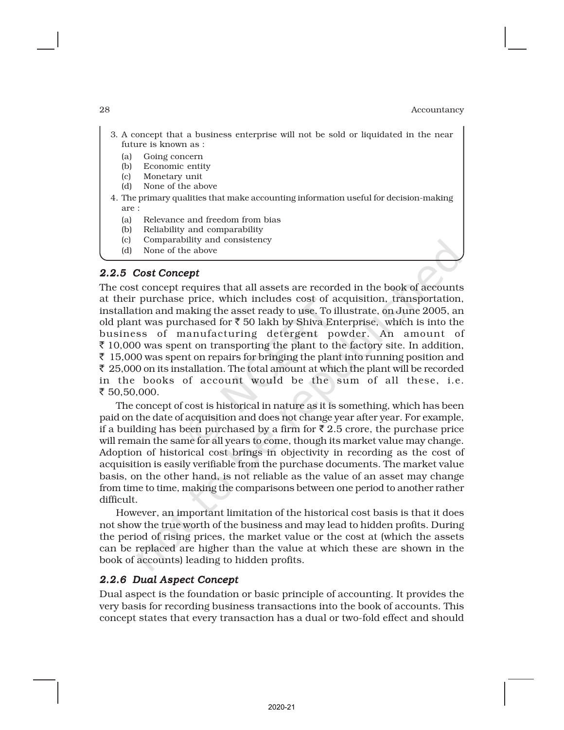3. A concept that a business enterprise will not be sold or liquidated in the near future is known as :
   - (a) Going concern
   - (b) Economic entity
   - (c) Monetary unit
   - (d) None of the above
4. The primary qualities that make accounting information useful for decision-making are :
   - (a) Relevance and freedom from bias
   - (b) Reliability and comparability
   - (c) Comparability and consistency
   - (d) None of the above

### *2.2.5 Cost Concept*

The cost concept requires that all assets are recorded in the book of accounts at their purchase price, which includes cost of acquisition, transportation, installation and making the asset ready to use. To illustrate, on June 2005, an old plant was purchased for ₹ 50 lakh by Shiva Enterprise, which is into the business of manufacturing detergent powder. An amount of ₹ 10,000 was spent on transporting the plant to the factory site. In addition, ₹ 15,000 was spent on repairs for bringing the plant into running position and ₹ 25,000 on its installation. The total amount at which the plant will be recorded in the books of account would be the sum of all these, i.e. ₹ 50,50,000.

The concept of cost is historical in nature as it is something, which has been paid on the date of acquisition and does not change year after year. For example, if a building has been purchased by a firm for ₹ 2.5 crore, the purchase price will remain the same for all years to come, though its market value may change. Adoption of historical cost brings in objectivity in recording as the cost of acquisition is easily verifiable from the purchase documents. The market value basis, on the other hand, is not reliable as the value of an asset may change from time to time, making the comparisons between one period to another rather difficult.

However, an important limitation of the historical cost basis is that it does not show the true worth of the business and may lead to hidden profits. During the period of rising prices, the market value or the cost at (which the assets can be replaced are higher than the value at which these are shown in the book of accounts) leading to hidden profits.

### *2.2.6 Dual Aspect Concept*

Dual aspect is the foundation or basic principle of accounting. It provides the very basis for recording business transactions into the book of accounts. This concept states that every transaction has a dual or two-fold effect and should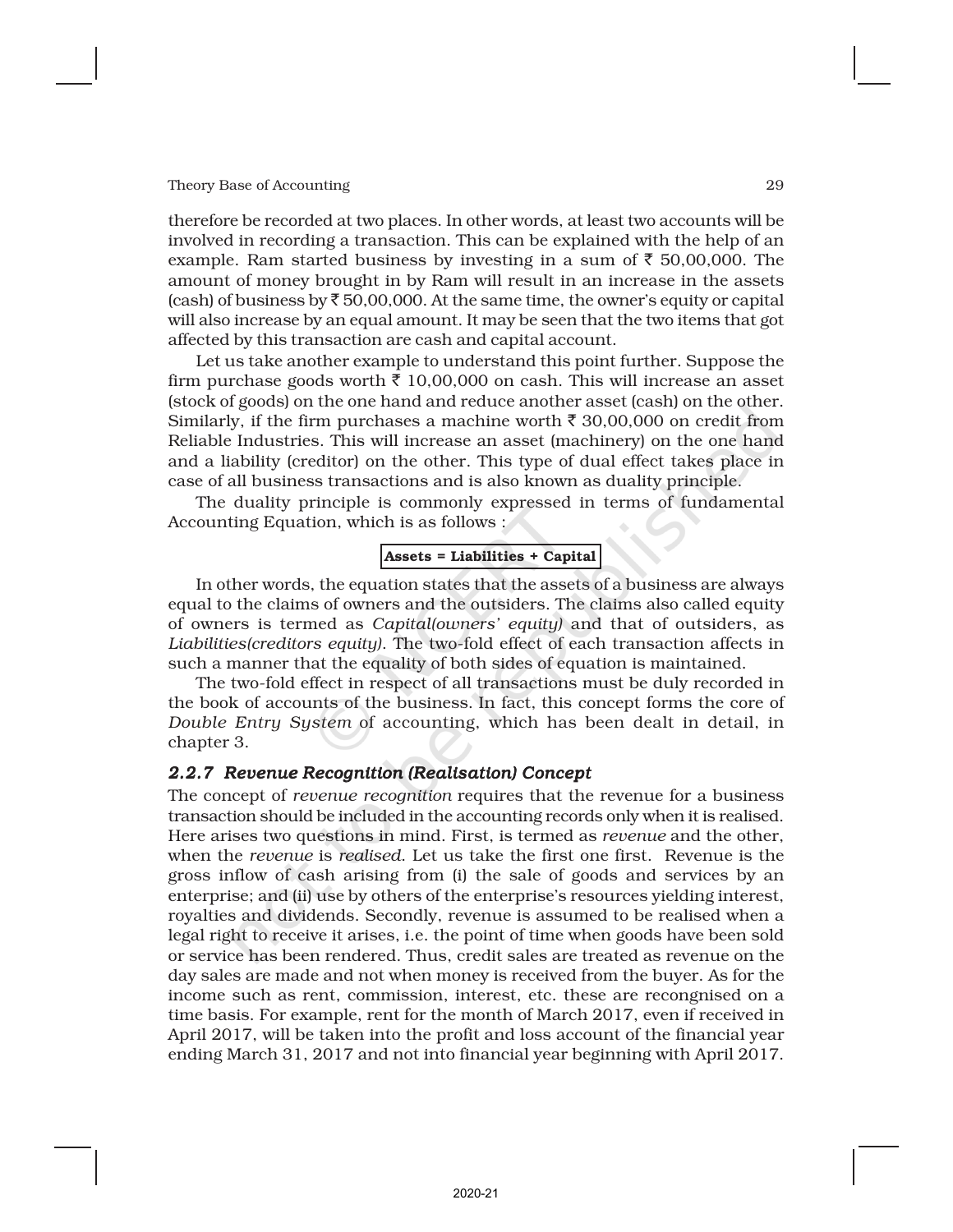therefore be recorded at two places. In other words, at least two accounts will be involved in recording a transaction. This can be explained with the help of an example. Ram started business by investing in a sum of ₹ 50,00,000. The amount of money brought in by Ram will result in an increase in the assets (cash) of business by ₹ 50,00,000. At the same time, the owner's equity or capital will also increase by an equal amount. It may be seen that the two items that got affected by this transaction are cash and capital account.

Let us take another example to understand this point further. Suppose the firm purchase goods worth ₹ 10,00,000 on cash. This will increase an asset (stock of goods) on the one hand and reduce another asset (cash) on the other. Similarly, if the firm purchases a machine worth ₹ 30,00,000 on credit from Reliable Industries. This will increase an asset (machinery) on the one hand and a liability (creditor) on the other. This type of dual effect takes place in case of all business transactions and is also known as duality principle.

The duality principle is commonly expressed in terms of fundamental Accounting Equation, which is as follows :

**Assets = Liabilities + Capital**

In other words, the equation states that the assets of a business are always equal to the claims of owners and the outsiders. The claims also called equity of owners is termed as *Capital(owners' equity)* and that of outsiders, as *Liabilities(creditors equity)*. The two-fold effect of each transaction affects in such a manner that the equality of both sides of equation is maintained.

The two-fold effect in respect of all transactions must be duly recorded in the book of accounts of the business. In fact, this concept forms the core of *Double Entry System* of accounting, which has been dealt in detail, in chapter 3.

### *2.2.7 Revenue Recognition (Realisation) Concept*

The concept of *revenue recognition* requires that the revenue for a business transaction should be included in the accounting records only when it is realised. Here arises two questions in mind. First, is termed as *revenue* and the other, when the *revenue* is *realised*. Let us take the first one first. Revenue is the gross inflow of cash arising from (i) the sale of goods and services by an enterprise; and (ii) use by others of the enterprise's resources yielding interest, royalties and dividends. Secondly, revenue is assumed to be realised when a legal right to receive it arises, i.e. the point of time when goods have been sold or service has been rendered. Thus, credit sales are treated as revenue on the day sales are made and not when money is received from the buyer. As for the income such as rent, commission, interest, etc. these are recongnised on a time basis. For example, rent for the month of March 2017, even if received in April 2017, will be taken into the profit and loss account of the financial year ending March 31, 2017 and not into financial year beginning with April 2017.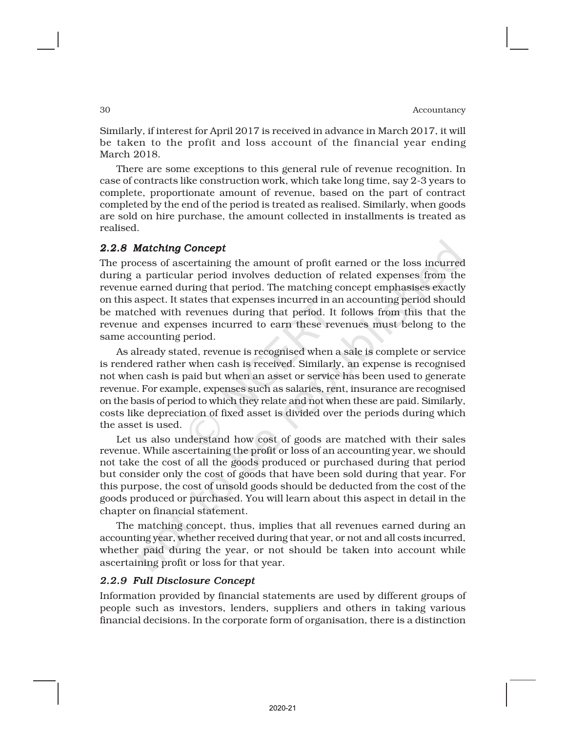Similarly, if interest for April 2017 is received in advance in March 2017, it will be taken to the profit and loss account of the financial year ending March 2018.

There are some exceptions to this general rule of revenue recognition. In case of contracts like construction work, which take long time, say 2-3 years to complete, proportionate amount of revenue, based on the part of contract completed by the end of the period is treated as realised. Similarly, when goods are sold on hire purchase, the amount collected in installments is treated as realised.

### *2.2.8 Matching Concept*

The process of ascertaining the amount of profit earned or the loss incurred during a particular period involves deduction of related expenses from the revenue earned during that period. The matching concept emphasises exactly on this aspect. It states that expenses incurred in an accounting period should be matched with revenues during that period. It follows from this that the revenue and expenses incurred to earn these revenues must belong to the same accounting period.

As already stated, revenue is recognised when a sale is complete or service is rendered rather when cash is received. Similarly, an expense is recognised not when cash is paid but when an asset or service has been used to generate revenue. For example, expenses such as salaries, rent, insurance are recognised on the basis of period to which they relate and not when these are paid. Similarly, costs like depreciation of fixed asset is divided over the periods during which the asset is used.

Let us also understand how cost of goods are matched with their sales revenue. While ascertaining the profit or loss of an accounting year, we should not take the cost of all the goods produced or purchased during that period but consider only the cost of goods that have been sold during that year. For this purpose, the cost of unsold goods should be deducted from the cost of the goods produced or purchased. You will learn about this aspect in detail in the chapter on financial statement.

The matching concept, thus, implies that all revenues earned during an accounting year, whether received during that year, or not and all costs incurred, whether paid during the year, or not should be taken into account while ascertaining profit or loss for that year.

### *2.2.9 Full Disclosure Concept*

Information provided by financial statements are used by different groups of people such as investors, lenders, suppliers and others in taking various financial decisions. In the corporate form of organisation, there is a distinction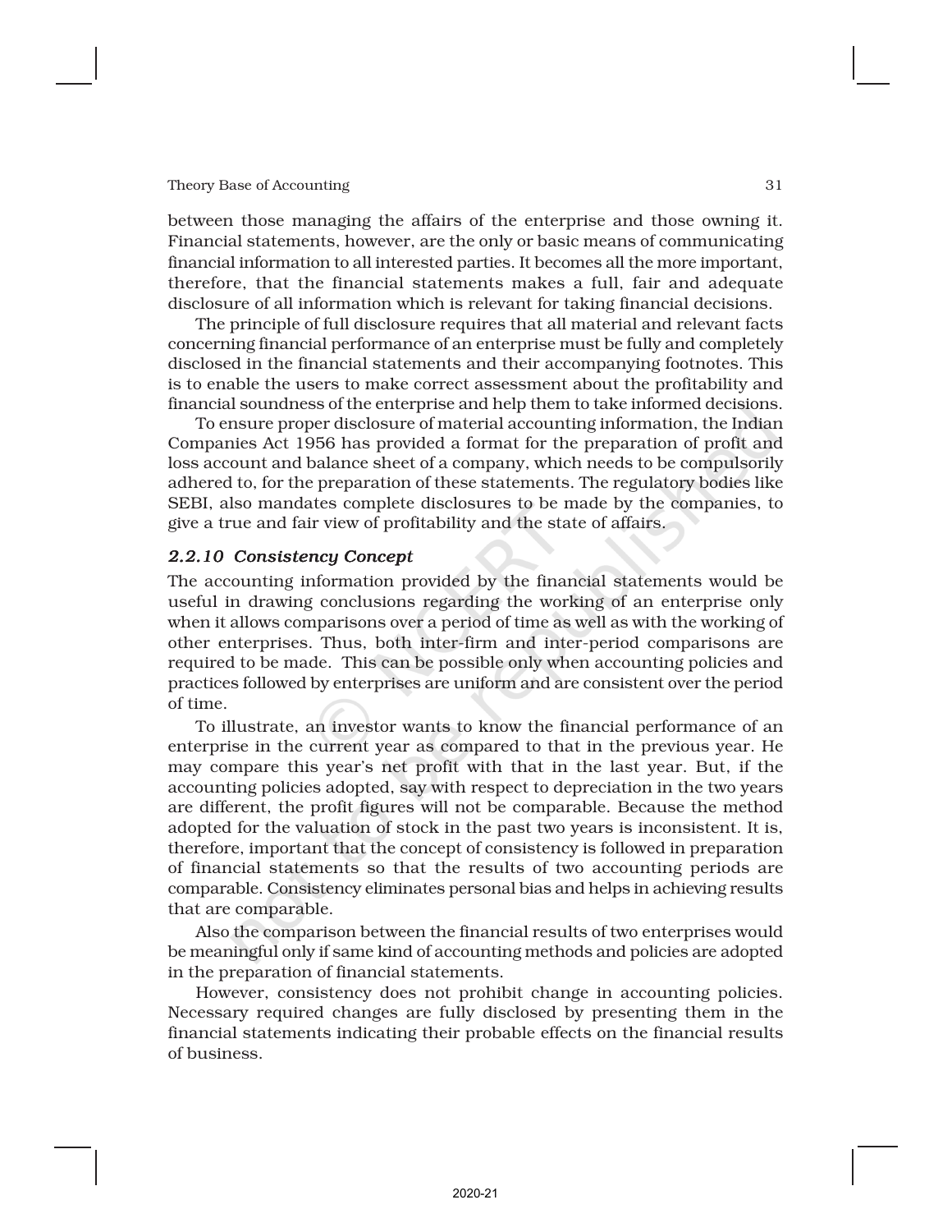between those managing the affairs of the enterprise and those owning it. Financial statements, however, are the only or basic means of communicating financial information to all interested parties. It becomes all the more important, therefore, that the financial statements makes a full, fair and adequate disclosure of all information which is relevant for taking financial decisions.

The principle of full disclosure requires that all material and relevant facts concerning financial performance of an enterprise must be fully and completely disclosed in the financial statements and their accompanying footnotes. This is to enable the users to make correct assessment about the profitability and financial soundness of the enterprise and help them to take informed decisions.

To ensure proper disclosure of material accounting information, the Indian Companies Act 1956 has provided a format for the preparation of profit and loss account and balance sheet of a company, which needs to be compulsorily adhered to, for the preparation of these statements. The regulatory bodies like SEBI, also mandates complete disclosures to be made by the companies, to give a true and fair view of profitability and the state of affairs.

### *2.2.10 Consistency Concept*

The accounting information provided by the financial statements would be useful in drawing conclusions regarding the working of an enterprise only when it allows comparisons over a period of time as well as with the working of other enterprises. Thus, both inter-firm and inter-period comparisons are required to be made. This can be possible only when accounting policies and practices followed by enterprises are uniform and are consistent over the period of time.

To illustrate, an investor wants to know the financial performance of an enterprise in the current year as compared to that in the previous year. He may compare this year's net profit with that in the last year. But, if the accounting policies adopted, say with respect to depreciation in the two years are different, the profit figures will not be comparable. Because the method adopted for the valuation of stock in the past two years is inconsistent. It is, therefore, important that the concept of consistency is followed in preparation of financial statements so that the results of two accounting periods are comparable. Consistency eliminates personal bias and helps in achieving results that are comparable.

Also the comparison between the financial results of two enterprises would be meaningful only if same kind of accounting methods and policies are adopted in the preparation of financial statements.

However, consistency does not prohibit change in accounting policies. Necessary required changes are fully disclosed by presenting them in the financial statements indicating their probable effects on the financial results of business.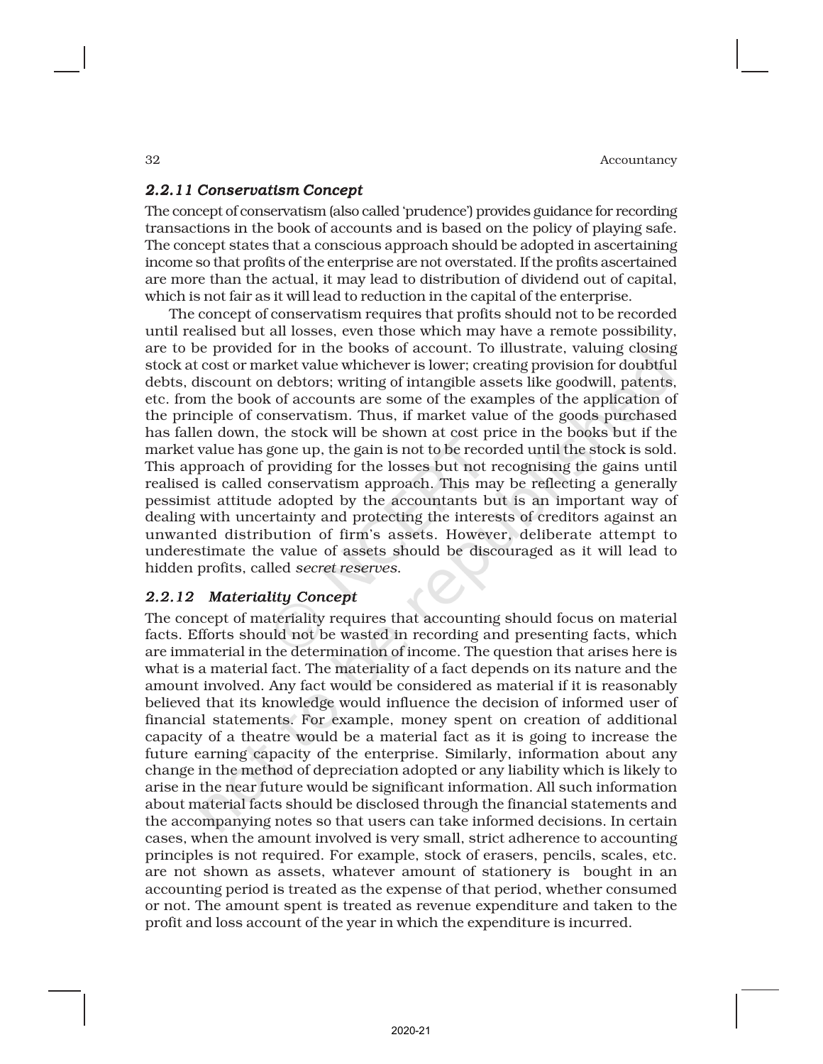### *2.2.11 Conservatism Concept*

The concept of conservatism (also called 'prudence') provides guidance for recording transactions in the book of accounts and is based on the policy of playing safe. The concept states that a conscious approach should be adopted in ascertaining income so that profits of the enterprise are not overstated. If the profits ascertained are more than the actual, it may lead to distribution of dividend out of capital, which is not fair as it will lead to reduction in the capital of the enterprise.

The concept of conservatism requires that profits should not to be recorded until realised but all losses, even those which may have a remote possibility, are to be provided for in the books of account. To illustrate, valuing closing stock at cost or market value whichever is lower; creating provision for doubtful debts, discount on debtors; writing of intangible assets like goodwill, patents, etc. from the book of accounts are some of the examples of the application of the principle of conservatism. Thus, if market value of the goods purchased has fallen down, the stock will be shown at cost price in the books but if the market value has gone up, the gain is not to be recorded until the stock is sold. This approach of providing for the losses but not recognising the gains until realised is called conservatism approach. This may be reflecting a generally pessimist attitude adopted by the accountants but is an important way of dealing with uncertainty and protecting the interests of creditors against an unwanted distribution of firm's assets. However, deliberate attempt to underestimate the value of assets should be discouraged as it will lead to hidden profits, called *secret reserves*.

### *2.2.12 Materiality Concept*

The concept of materiality requires that accounting should focus on material facts. Efforts should not be wasted in recording and presenting facts, which are immaterial in the determination of income. The question that arises here is what is a material fact. The materiality of a fact depends on its nature and the amount involved. Any fact would be considered as material if it is reasonably believed that its knowledge would influence the decision of informed user of financial statements. For example, money spent on creation of additional capacity of a theatre would be a material fact as it is going to increase the future earning capacity of the enterprise. Similarly, information about any change in the method of depreciation adopted or any liability which is likely to arise in the near future would be significant information. All such information about material facts should be disclosed through the financial statements and the accompanying notes so that users can take informed decisions. In certain cases, when the amount involved is very small, strict adherence to accounting principles is not required. For example, stock of erasers, pencils, scales, etc. are not shown as assets, whatever amount of stationery is bought in an accounting period is treated as the expense of that period, whether consumed or not. The amount spent is treated as revenue expenditure and taken to the profit and loss account of the year in which the expenditure is incurred.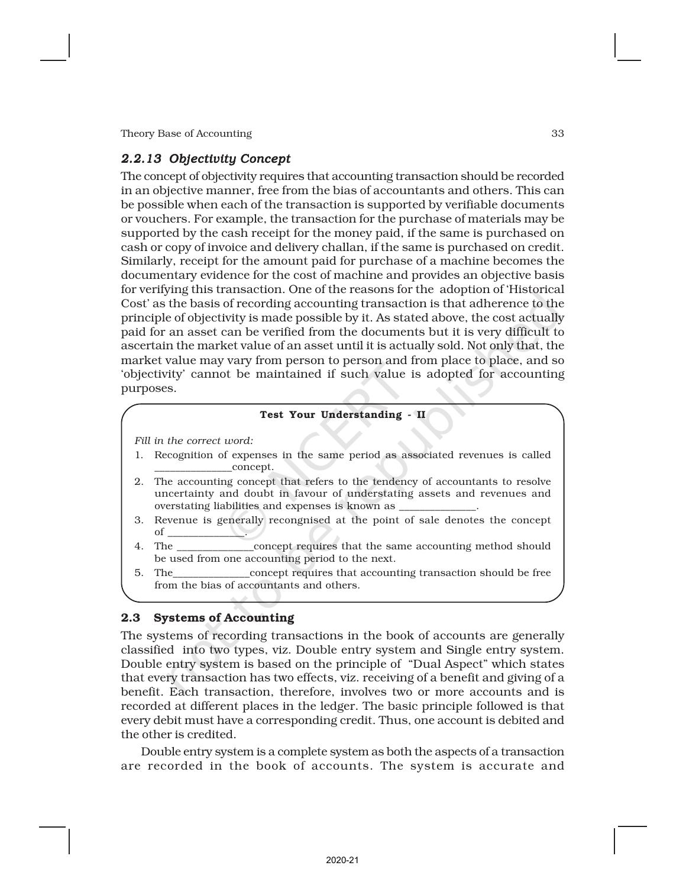### *2.2.13 Objectivity Concept*

The concept of objectivity requires that accounting transaction should be recorded in an objective manner, free from the bias of accountants and others. This can be possible when each of the transaction is supported by verifiable documents or vouchers. For example, the transaction for the purchase of materials may be supported by the cash receipt for the money paid, if the same is purchased on cash or copy of invoice and delivery challan, if the same is purchased on credit. Similarly, receipt for the amount paid for purchase of a machine becomes the documentary evidence for the cost of machine and provides an objective basis for verifying this transaction. One of the reasons for the adoption of 'Historical Cost' as the basis of recording accounting transaction is that adherence to the principle of objectivity is made possible by it. As stated above, the cost actually paid for an asset can be verified from the documents but it is very difficult to ascertain the market value of an asset until it is actually sold. Not only that, the market value may vary from person to person and from place to place, and so 'objectivity' cannot be maintained if such value is adopted for accounting purposes.

**Test Your Understanding - II**

*Fill in the correct word:*

1. Recognition of expenses in the same period as associated revenues is called ______________concept.
2. The accounting concept that refers to the tendency of accountants to resolve uncertainty and doubt in favour of understating assets and revenues and overstating liabilities and expenses is known as ______________.
3. Revenue is generally recongnised at the point of sale denotes the concept of ______________.
4. The ______________concept requires that the same accounting method should be used from one accounting period to the next.
5. The______________concept requires that accounting transaction should be free from the bias of accountants and others.

## 2.3 Systems of Accounting

The systems of recording transactions in the book of accounts are generally classified into two types, viz. Double entry system and Single entry system. Double entry system is based on the principle of "Dual Aspect" which states that every transaction has two effects, viz. receiving of a benefit and giving of a benefit. Each transaction, therefore, involves two or more accounts and is recorded at different places in the ledger. The basic principle followed is that every debit must have a corresponding credit. Thus, one account is debited and the other is credited.

Double entry system is a complete system as both the aspects of a transaction are recorded in the book of accounts. The system is accurate and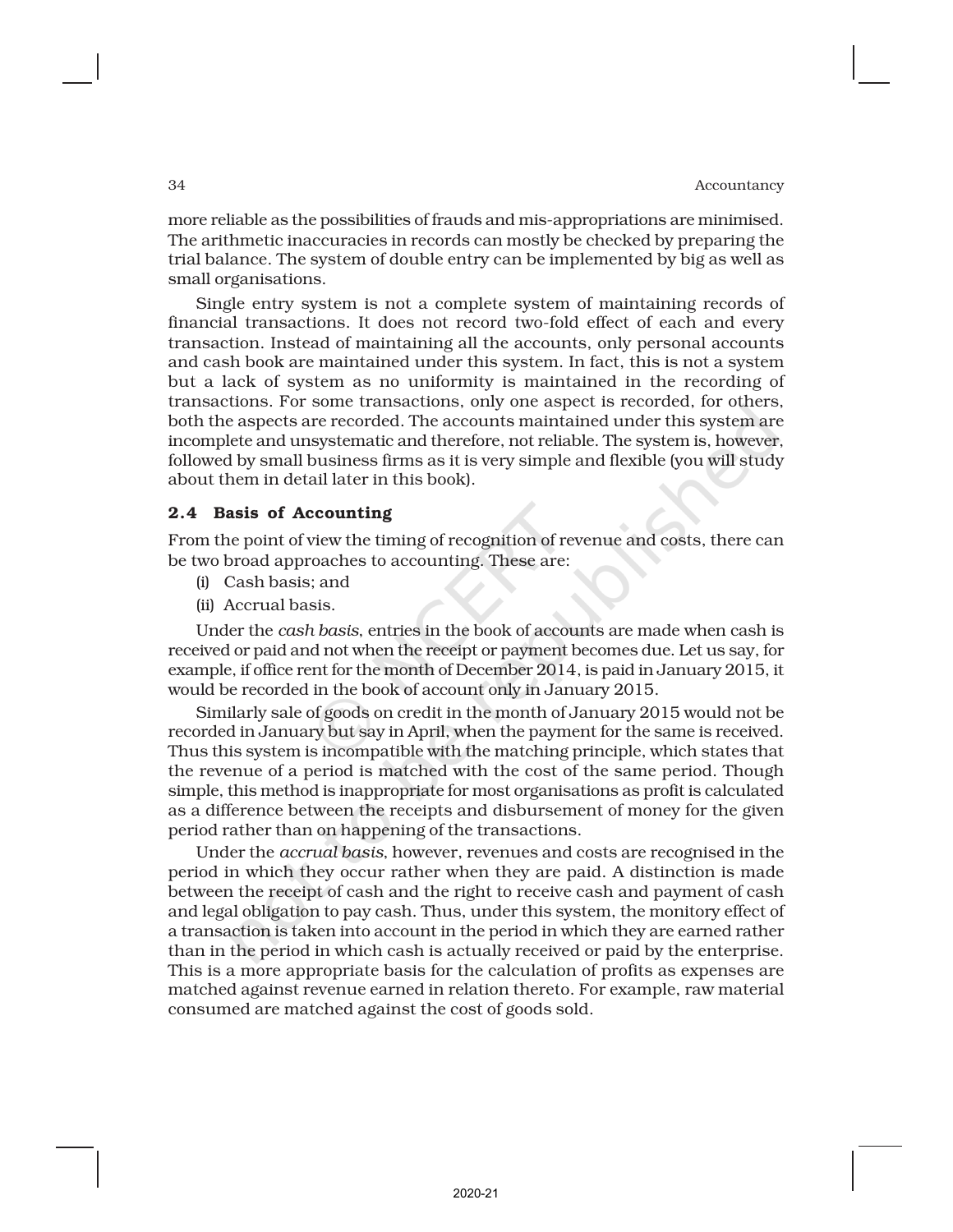more reliable as the possibilities of frauds and mis-appropriations are minimised. The arithmetic inaccuracies in records can mostly be checked by preparing the trial balance. The system of double entry can be implemented by big as well as small organisations.

Single entry system is not a complete system of maintaining records of financial transactions. It does not record two-fold effect of each and every transaction. Instead of maintaining all the accounts, only personal accounts and cash book are maintained under this system. In fact, this is not a system but a lack of system as no uniformity is maintained in the recording of transactions. For some transactions, only one aspect is recorded, for others, both the aspects are recorded. The accounts maintained under this system are incomplete and unsystematic and therefore, not reliable. The system is, however, followed by small business firms as it is very simple and flexible (you will study about them in detail later in this book).

## 2.4 Basis of Accounting

From the point of view the timing of recognition of revenue and costs, there can be two broad approaches to accounting. These are:

(i) Cash basis; and

(ii) Accrual basis.

Under the *cash basis*, entries in the book of accounts are made when cash is received or paid and not when the receipt or payment becomes due. Let us say, for example, if office rent for the month of December 2014, is paid in January 2015, it would be recorded in the book of account only in January 2015.

Similarly sale of goods on credit in the month of January 2015 would not be recorded in January but say in April, when the payment for the same is received. Thus this system is incompatible with the matching principle, which states that the revenue of a period is matched with the cost of the same period. Though simple, this method is inappropriate for most organisations as profit is calculated as a difference between the receipts and disbursement of money for the given period rather than on happening of the transactions.

Under the *accrual basis*, however, revenues and costs are recognised in the period in which they occur rather when they are paid. A distinction is made between the receipt of cash and the right to receive cash and payment of cash and legal obligation to pay cash. Thus, under this system, the monitory effect of a transaction is taken into account in the period in which they are earned rather than in the period in which cash is actually received or paid by the enterprise. This is a more appropriate basis for the calculation of profits as expenses are matched against revenue earned in relation thereto. For example, raw material consumed are matched against the cost of goods sold.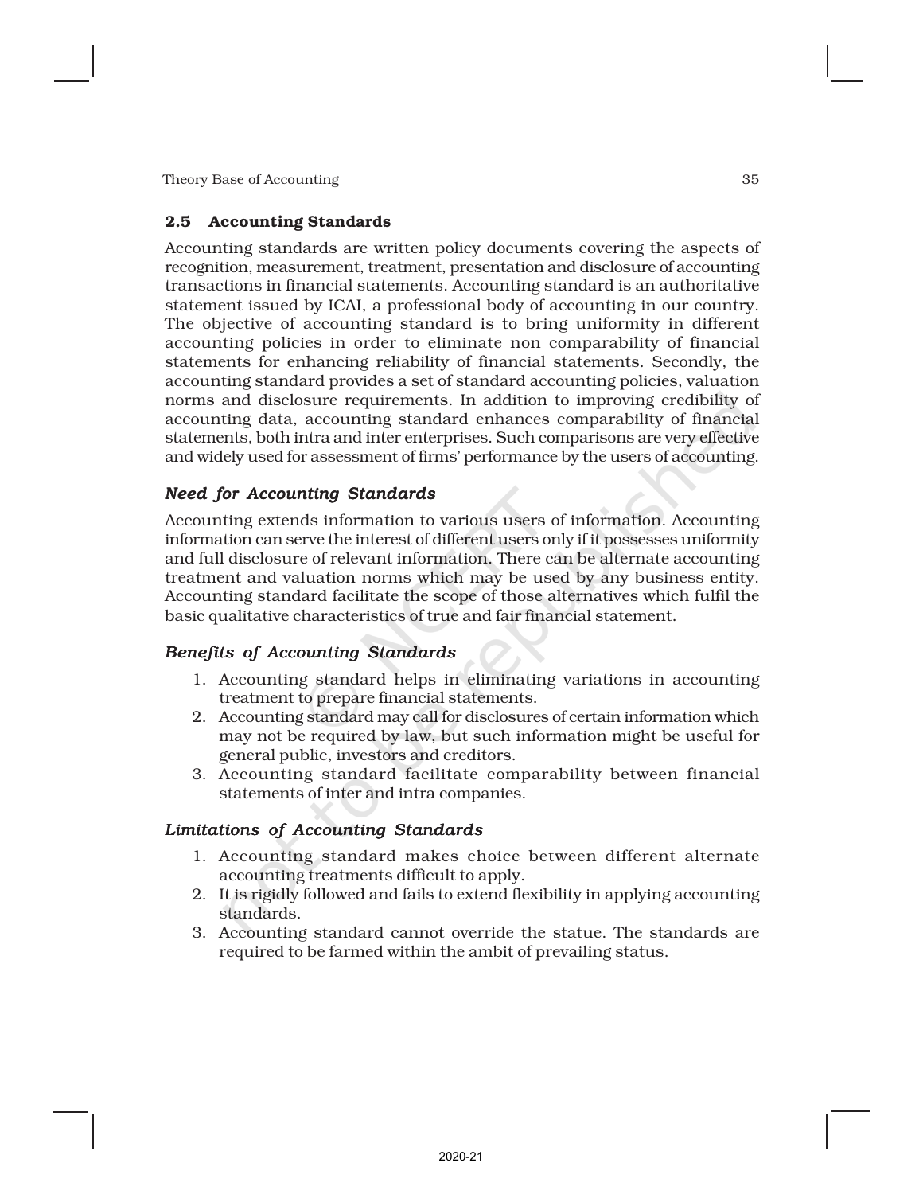## 2.5 Accounting Standards

Accounting standards are written policy documents covering the aspects of recognition, measurement, treatment, presentation and disclosure of accounting transactions in financial statements. Accounting standard is an authoritative statement issued by ICAI, a professional body of accounting in our country. The objective of accounting standard is to bring uniformity in different accounting policies in order to eliminate non comparability of financial statements for enhancing reliability of financial statements. Secondly, the accounting standard provides a set of standard accounting policies, valuation norms and disclosure requirements. In addition to improving credibility of accounting data, accounting standard enhances comparability of financial statements, both intra and inter enterprises. Such comparisons are very effective and widely used for assessment of firms' performance by the users of accounting.

### *Need for Accounting Standards*

Accounting extends information to various users of information. Accounting information can serve the interest of different users only if it possesses uniformity and full disclosure of relevant information. There can be alternate accounting treatment and valuation norms which may be used by any business entity. Accounting standard facilitate the scope of those alternatives which fulfil the basic qualitative characteristics of true and fair financial statement.

### *Benefits of Accounting Standards*

1. Accounting standard helps in eliminating variations in accounting treatment to prepare financial statements.
2. Accounting standard may call for disclosures of certain information which may not be required by law, but such information might be useful for general public, investors and creditors.
3. Accounting standard facilitate comparability between financial statements of inter and intra companies.

### *Limitations of Accounting Standards*

1. Accounting standard makes choice between different alternate accounting treatments difficult to apply.
2. It is rigidly followed and fails to extend flexibility in applying accounting standards.
3. Accounting standard cannot override the statue. The standards are required to be farmed within the ambit of prevailing status.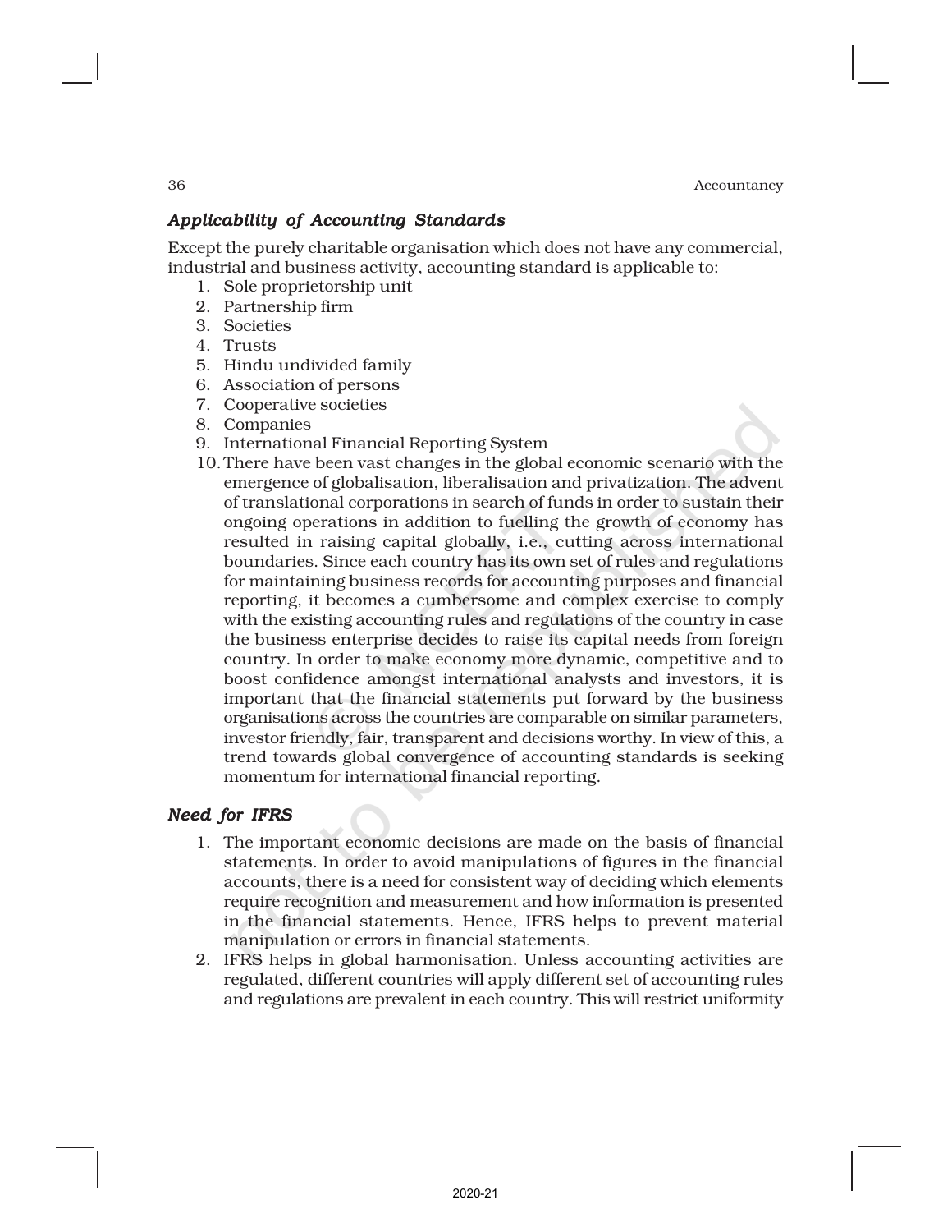### *Applicability of Accounting Standards*

Except the purely charitable organisation which does not have any commercial, industrial and business activity, accounting standard is applicable to:

1. Sole proprietorship unit
2. Partnership firm
3. Societies
4. Trusts
5. Hindu undivided family
6. Association of persons
7. Cooperative societies
8. Companies
9. International Financial Reporting System
10. There have been vast changes in the global economic scenario with the emergence of globalisation, liberalisation and privatization. The advent of translational corporations in search of funds in order to sustain their ongoing operations in addition to fuelling the growth of economy has resulted in raising capital globally, i.e., cutting across international boundaries. Since each country has its own set of rules and regulations for maintaining business records for accounting purposes and financial reporting, it becomes a cumbersome and complex exercise to comply with the existing accounting rules and regulations of the country in case the business enterprise decides to raise its capital needs from foreign country. In order to make economy more dynamic, competitive and to boost confidence amongst international analysts and investors, it is important that the financial statements put forward by the business organisations across the countries are comparable on similar parameters, investor friendly, fair, transparent and decisions worthy. In view of this, a trend towards global convergence of accounting standards is seeking momentum for international financial reporting.

### *Need for IFRS*

1. The important economic decisions are made on the basis of financial statements. In order to avoid manipulations of figures in the financial accounts, there is a need for consistent way of deciding which elements require recognition and measurement and how information is presented in the financial statements. Hence, IFRS helps to prevent material manipulation or errors in financial statements.
2. IFRS helps in global harmonisation. Unless accounting activities are regulated, different countries will apply different set of accounting rules and regulations are prevalent in each country. This will restrict uniformity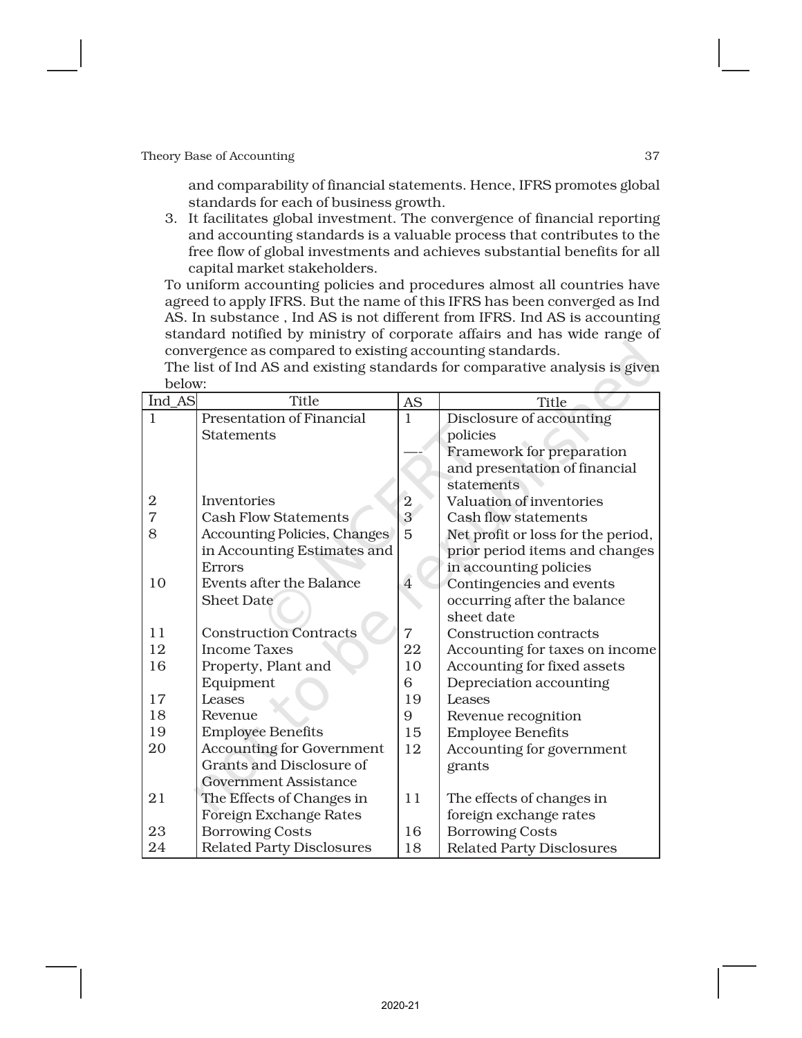and comparability of financial statements. Hence, IFRS promotes global standards for each of business growth.

3. It facilitates global investment. The convergence of financial reporting and accounting standards is a valuable process that contributes to the free flow of global investments and achieves substantial benefits for all capital market stakeholders.

To uniform accounting policies and procedures almost all countries have agreed to apply IFRS. But the name of this IFRS has been converged as Ind AS. In substance , Ind AS is not different from IFRS. Ind AS is accounting standard notified by ministry of corporate affairs and has wide range of convergence as compared to existing accounting standards.

The list of Ind AS and existing standards for comparative analysis is given below:

| Ind_AS | Title | AS | Title |
|---|---|---|---|
| 1 | Presentation of Financial Statements | 1 | Disclosure of accounting policies |
| | | —- | Framework for preparation and presentation of financial statements |
| 2 | Inventories | 2 | Valuation of inventories |
| 7 | Cash Flow Statements | 3 | Cash flow statements |
| 8 | Accounting Policies, Changes in Accounting Estimates and Errors | 5 | Net profit or loss for the period, prior period items and changes in accounting policies |
| 10 | Events after the Balance Sheet Date | 4 | Contingencies and events occurring after the balance sheet date |
| 11 | Construction Contracts | 7 | Construction contracts |
| 12 | Income Taxes | 22 | Accounting for taxes on income |
| 16 | Property, Plant and Equipment | 10 | Accounting for fixed assets |
| | | 6 | Depreciation accounting |
| 17 | Leases | 19 | Leases |
| 18 | Revenue | 9 | Revenue recognition |
| 19 | Employee Benefits | 15 | Employee Benefits |
| 20 | Accounting for Government Grants and Disclosure of Government Assistance | 12 | Accounting for government grants |
| 21 | The Effects of Changes in Foreign Exchange Rates | 11 | The effects of changes in foreign exchange rates |
| 23 | Borrowing Costs | 16 | Borrowing Costs |
| 24 | Related Party Disclosures | 18 | Related Party Disclosures |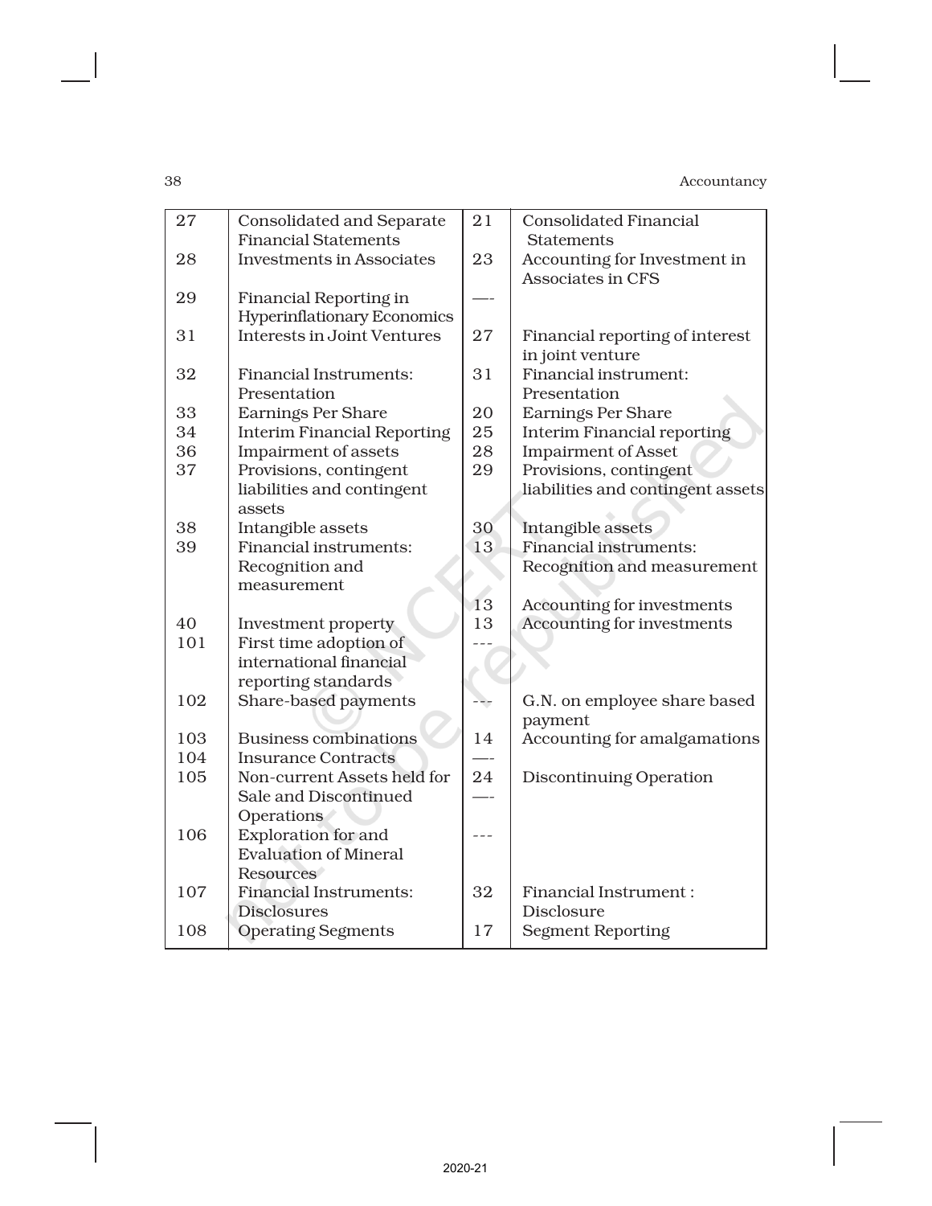| | | | |
|---|---|---|---|
| 27 | Consolidated and Separate Financial Statements | 21 | Consolidated Financial Statements |
| 28 | Investments in Associates | 23 | Accounting for Investment in Associates in CFS |
| 29 | Financial Reporting in Hyperinflationary Economics | —- | |
| 31 | Interests in Joint Ventures | 27 | Financial reporting of interest in joint venture |
| 32 | Financial Instruments: Presentation | 31 | Financial instrument: Presentation |
| 33 | Earnings Per Share | 20 | Earnings Per Share |
| 34 | Interim Financial Reporting | 25 | Interim Financial reporting |
| 36 | Impairment of assets | 28 | Impairment of Asset |
| 37 | Provisions, contingent liabilities and contingent assets | 29 | Provisions, contingent liabilities and contingent assets |
| 38 | Intangible assets | 30 | Intangible assets |
| 39 | Financial instruments: Recognition and measurement | 13 | Financial instruments: Recognition and measurement |
| | | 13 | Accounting for investments |
| 40 | Investment property | 13 | Accounting for investments |
| 101 | First time adoption of international financial reporting standards | --- | |
| 102 | Share-based payments | --- | G.N. on employee share based payment |
| 103 | Business combinations | 14 | Accounting for amalgamations |
| 104 | Insurance Contracts | —- | |
| 105 | Non-current Assets held for Sale and Discontinued Operations | 24<br>—- | Discontinuing Operation |
| 106 | Exploration for and Evaluation of Mineral Resources | --- | |
| 107 | Financial Instruments: Disclosures | 32 | Financial Instrument : Disclosure |
| 108 | Operating Segments | 17 | Segment Reporting |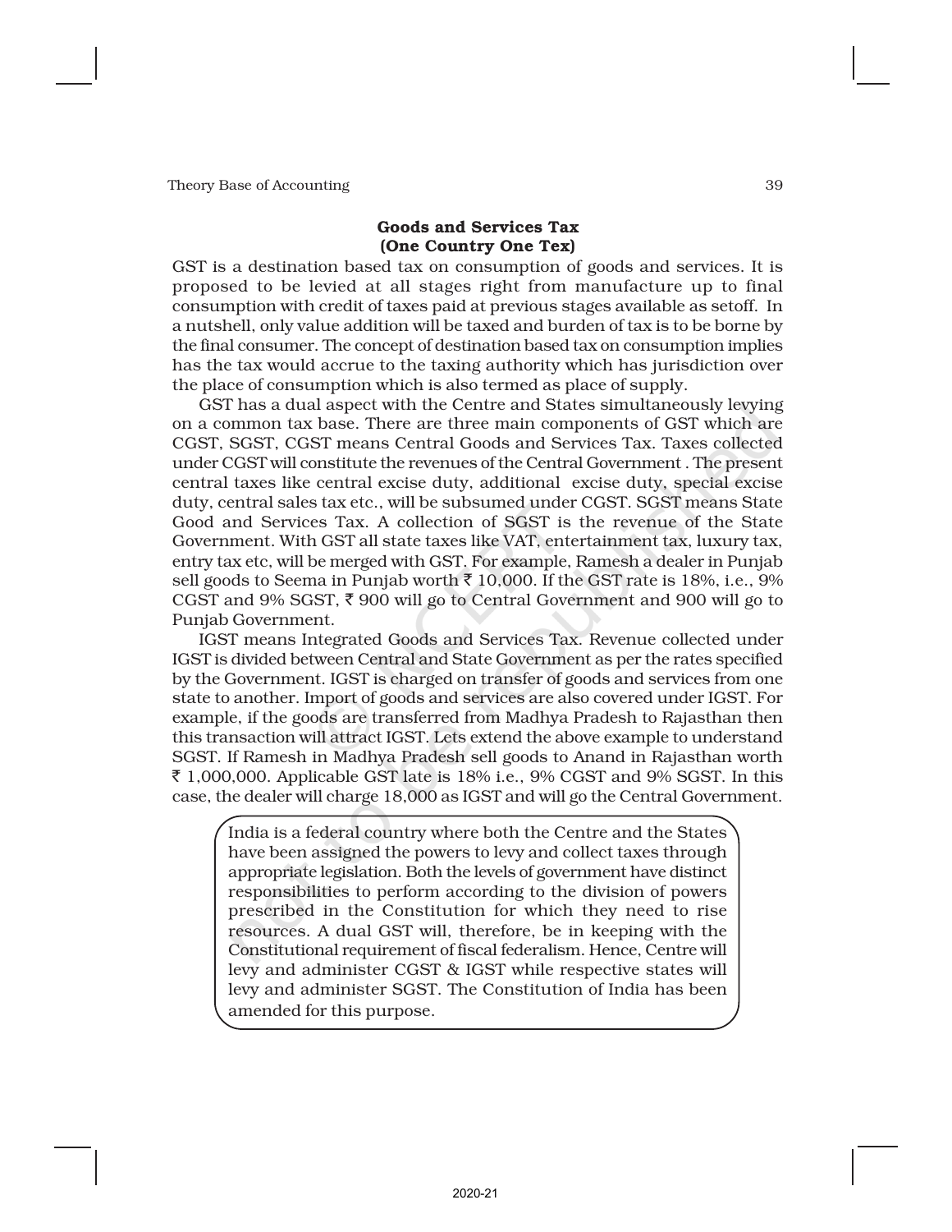## Goods and Services Tax
## (One Country One Tex)

GST is a destination based tax on consumption of goods and services. It is proposed to be levied at all stages right from manufacture up to final consumption with credit of taxes paid at previous stages available as setoff. In a nutshell, only value addition will be taxed and burden of tax is to be borne by the final consumer. The concept of destination based tax on consumption implies has the tax would accrue to the taxing authority which has jurisdiction over the place of consumption which is also termed as place of supply.

GST has a dual aspect with the Centre and States simultaneously levying on a common tax base. There are three main components of GST which are CGST, SGST, CGST means Central Goods and Services Tax. Taxes collected under CGST will constitute the revenues of the Central Government . The present central taxes like central excise duty, additional excise duty, special excise duty, central sales tax etc., will be subsumed under CGST. SGST means State Good and Services Tax. A collection of SGST is the revenue of the State Government. With GST all state taxes like VAT, entertainment tax, luxury tax, entry tax etc, will be merged with GST. For example, Ramesh a dealer in Punjab sell goods to Seema in Punjab worth ₹ 10,000. If the GST rate is 18%, i.e., 9% CGST and 9% SGST, ₹ 900 will go to Central Government and 900 will go to Punjab Government.

IGST means Integrated Goods and Services Tax. Revenue collected under IGST is divided between Central and State Government as per the rates specified by the Government. IGST is charged on transfer of goods and services from one state to another. Import of goods and services are also covered under IGST. For example, if the goods are transferred from Madhya Pradesh to Rajasthan then this transaction will attract IGST. Lets extend the above example to understand SGST. If Ramesh in Madhya Pradesh sell goods to Anand in Rajasthan worth ₹ 1,000,000. Applicable GST late is 18% i.e., 9% CGST and 9% SGST. In this case, the dealer will charge 18,000 as IGST and will go the Central Government.

> India is a federal country where both the Centre and the States have been assigned the powers to levy and collect taxes through appropriate legislation. Both the levels of government have distinct responsibilities to perform according to the division of powers prescribed in the Constitution for which they need to rise resources. A dual GST will, therefore, be in keeping with the Constitutional requirement of fiscal federalism. Hence, Centre will levy and administer CGST & IGST while respective states will levy and administer SGST. The Constitution of India has been amended for this purpose.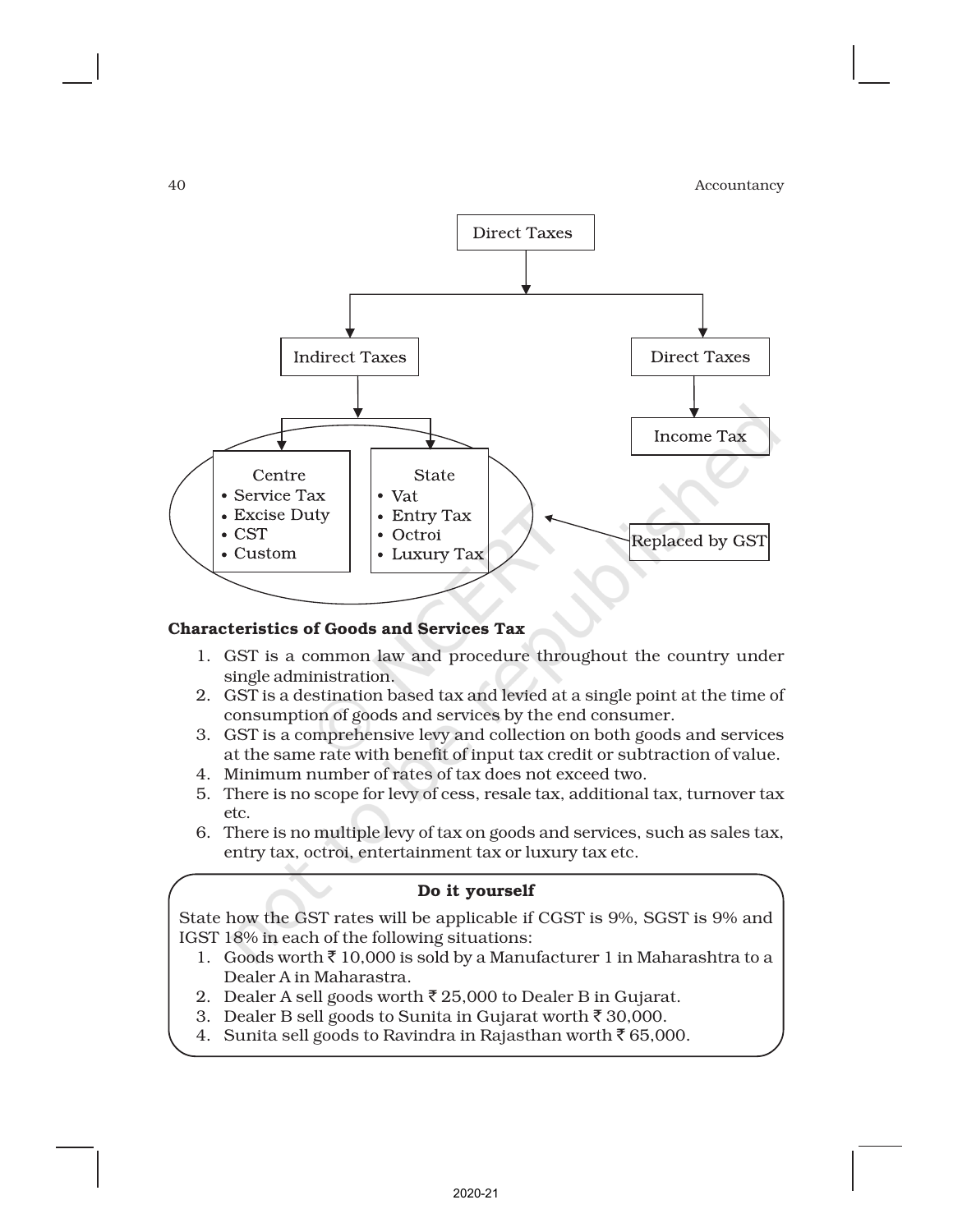Direct Taxes

- Indirect Taxes
  - Centre
    - Service Tax
    - Excise Duty
    - CST
    - Custom
  - State
    - Vat
    - Entry Tax
    - Octroi
    - Luxury Tax
- Direct Taxes
  - Income Tax

Replaced by GST

**Characteristics of Goods and Services Tax**

1. GST is a common law and procedure throughout the country under single administration.
2. GST is a destination based tax and levied at a single point at the time of consumption of goods and services by the end consumer.
3. GST is a comprehensive levy and collection on both goods and services at the same rate with benefit of input tax credit or subtraction of value.
4. Minimum number of rates of tax does not exceed two.
5. There is no scope for levy of cess, resale tax, additional tax, turnover tax etc.
6. There is no multiple levy of tax on goods and services, such as sales tax, entry tax, octroi, entertainment tax or luxury tax etc.

**Do it yourself**

State how the GST rates will be applicable if CGST is 9%, SGST is 9% and IGST 18% in each of the following situations:

1. Goods worth ₹ 10,000 is sold by a Manufacturer 1 in Maharashtra to a Dealer A in Maharastra.
2. Dealer A sell goods worth ₹ 25,000 to Dealer B in Gujarat.
3. Dealer B sell goods to Sunita in Gujarat worth ₹ 30,000.
4. Sunita sell goods to Ravindra in Rajasthan worth ₹ 65,000.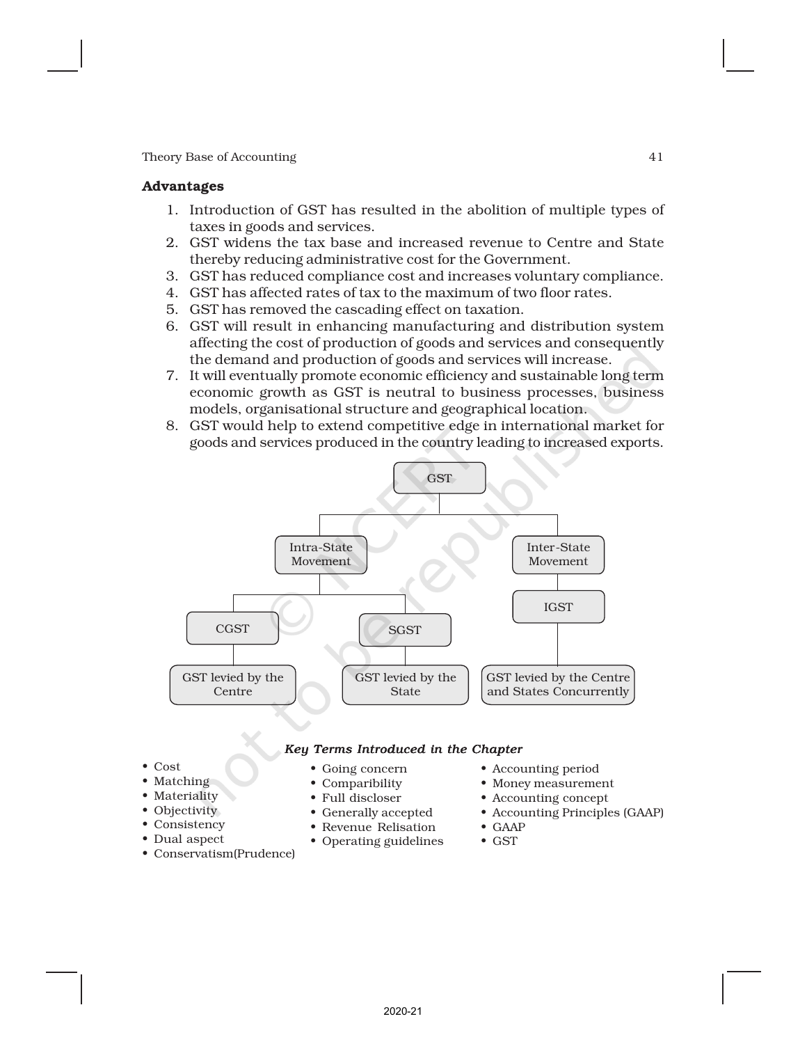### Advantages

1. Introduction of GST has resulted in the abolition of multiple types of taxes in goods and services.
2. GST widens the tax base and increased revenue to Centre and State thereby reducing administrative cost for the Government.
3. GST has reduced compliance cost and increases voluntary compliance.
4. GST has affected rates of tax to the maximum of two floor rates.
5. GST has removed the cascading effect on taxation.
6. GST will result in enhancing manufacturing and distribution system affecting the cost of production of goods and services and consequently the demand and production of goods and services will increase.
7. It will eventually promote economic efficiency and sustainable long term economic growth as GST is neutral to business processes, business models, organisational structure and geographical location.
8. GST would help to extend competitive edge in international market for goods and services produced in the country leading to increased exports.

GST

- Intra-State Movement
  - CGST — GST levied by the Centre
  - SGST — GST levied by the State
- Inter-State Movement
  - IGST — GST levied by the Centre and States Concurrently

*Key Terms Introduced in the Chapter*

- Cost
- Matching
- Materiality
- Objectivity
- Consistency
- Dual aspect
- Conservatism(Prudence)
- Going concern
- Comparibility
- Full discloser
- Generally accepted
- Revenue Relisation
- Operating guidelines
- Accounting period
- Money measurement
- Accounting concept
- Accounting Principles (GAAP)
- GAAP
- GST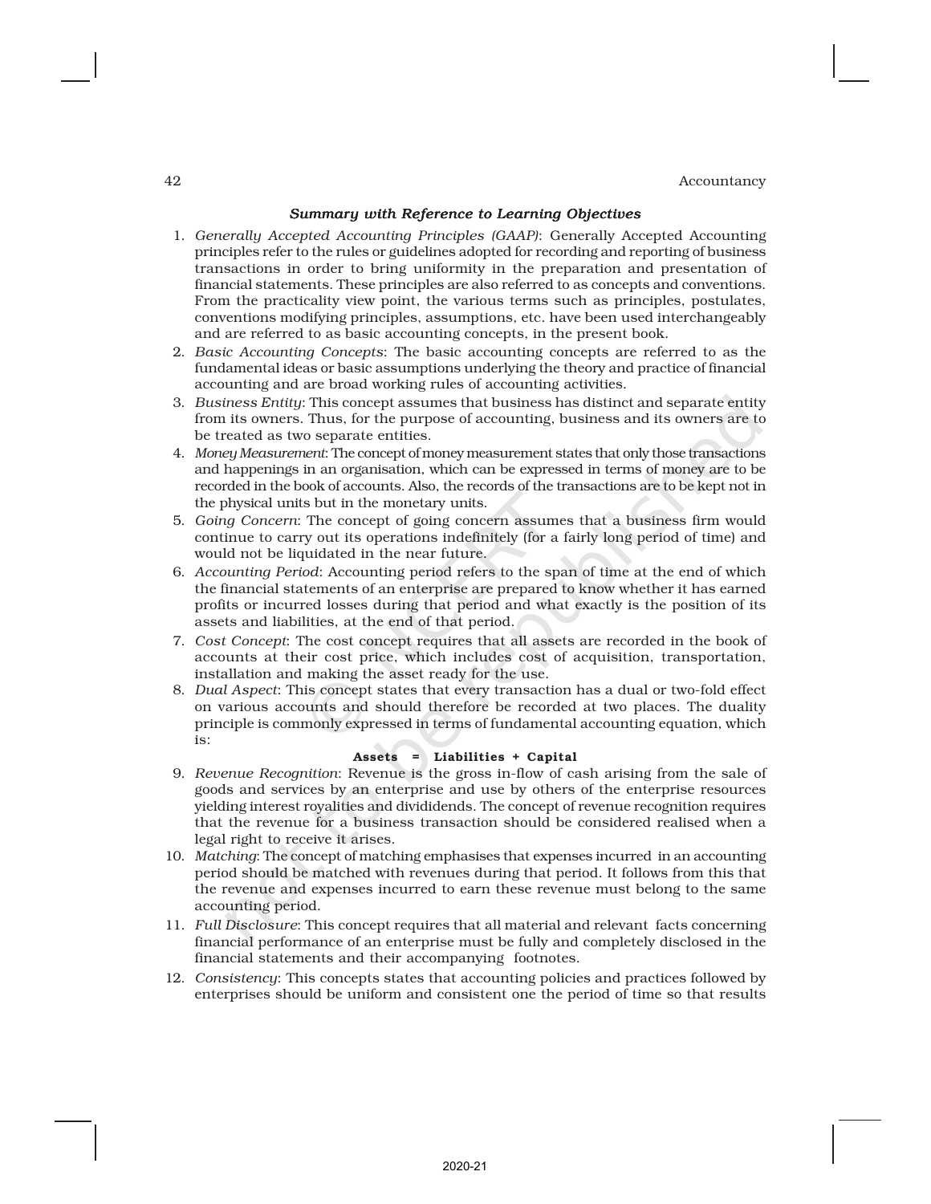### *Summary with Reference to Learning Objectives*

1. *Generally Accepted Accounting Principles (GAAP)*: Generally Accepted Accounting principles refer to the rules or guidelines adopted for recording and reporting of business transactions in order to bring uniformity in the preparation and presentation of financial statements. These principles are also referred to as concepts and conventions. From the practicality view point, the various terms such as principles, postulates, conventions modifying principles, assumptions, etc. have been used interchangeably and are referred to as basic accounting concepts, in the present book.
2. *Basic Accounting Concepts*: The basic accounting concepts are referred to as the fundamental ideas or basic assumptions underlying the theory and practice of financial accounting and are broad working rules of accounting activities.
3. *Business Entity*: This concept assumes that business has distinct and separate entity from its owners. Thus, for the purpose of accounting, business and its owners are to be treated as two separate entities.
4. *Money Measurement*: The concept of money measurement states that only those transactions and happenings in an organisation, which can be expressed in terms of money are to be recorded in the book of accounts. Also, the records of the transactions are to be kept not in the physical units but in the monetary units.
5. *Going Concern*: The concept of going concern assumes that a business firm would continue to carry out its operations indefinitely (for a fairly long period of time) and would not be liquidated in the near future.
6. *Accounting Period*: Accounting period refers to the span of time at the end of which the financial statements of an enterprise are prepared to know whether it has earned profits or incurred losses during that period and what exactly is the position of its assets and liabilities, at the end of that period.
7. *Cost Concept*: The cost concept requires that all assets are recorded in the book of accounts at their cost price, which includes cost of acquisition, transportation, installation and making the asset ready for the use.
8. *Dual Aspect*: This concept states that every transaction has a dual or two-fold effect on various accounts and should therefore be recorded at two places. The duality principle is commonly expressed in terms of fundamental accounting equation, which is:

   **Assets = Liabilities + Capital**
9. *Revenue Recognition*: Revenue is the gross in-flow of cash arising from the sale of goods and services by an enterprise and use by others of the enterprise resources yielding interest royalities and divididends. The concept of revenue recognition requires that the revenue for a business transaction should be considered realised when a legal right to receive it arises.
10. *Matching*: The concept of matching emphasises that expenses incurred in an accounting period should be matched with revenues during that period. It follows from this that the revenue and expenses incurred to earn these revenue must belong to the same accounting period.
11. *Full Disclosure*: This concept requires that all material and relevant facts concerning financial performance of an enterprise must be fully and completely disclosed in the financial statements and their accompanying footnotes.
12. *Consistency*: This concepts states that accounting policies and practices followed by enterprises should be uniform and consistent one the period of time so that results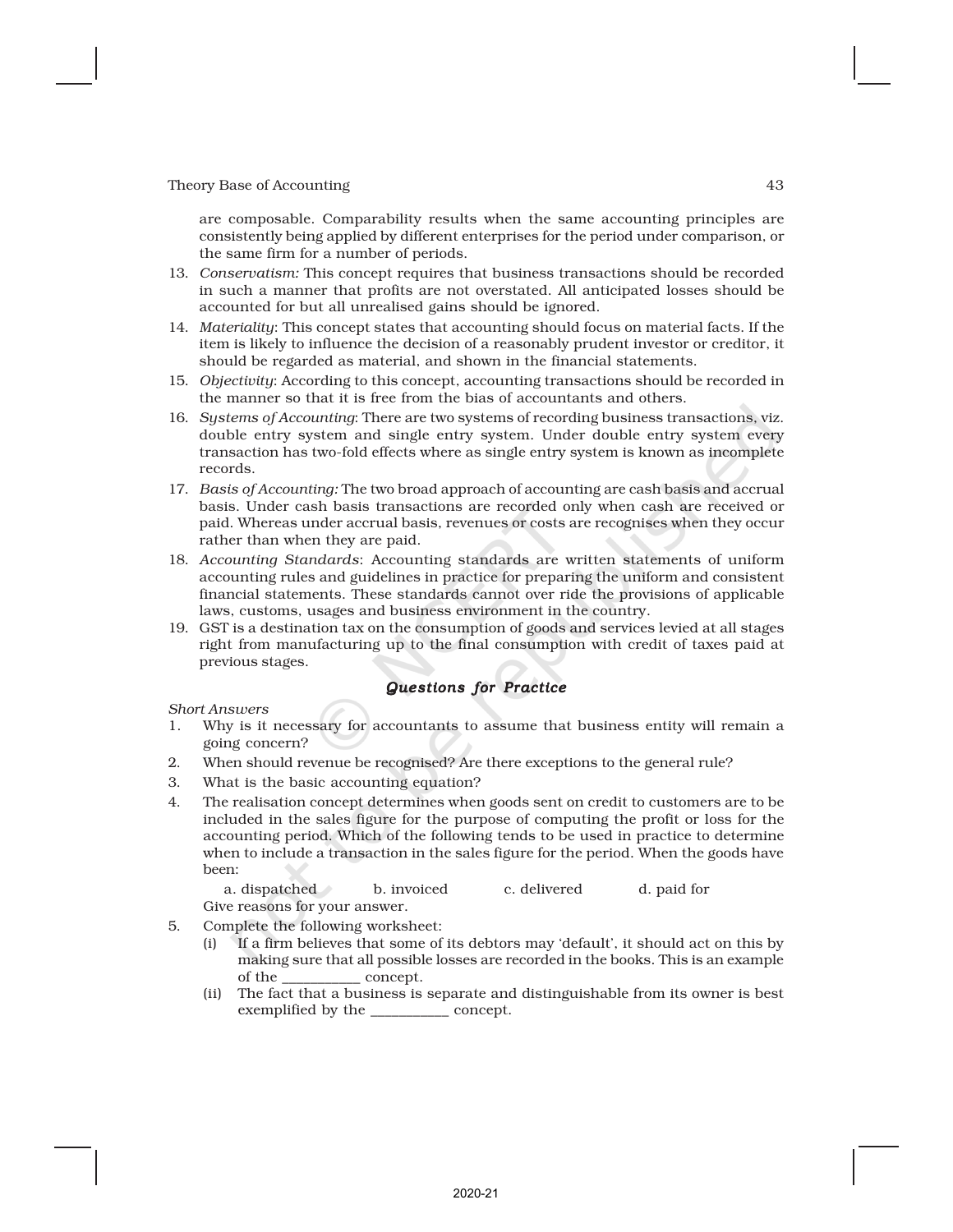are composable. Comparability results when the same accounting principles are consistently being applied by different enterprises for the period under comparison, or the same firm for a number of periods.

13. *Conservatism:* This concept requires that business transactions should be recorded in such a manner that profits are not overstated. All anticipated losses should be accounted for but all unrealised gains should be ignored.
14. *Materiality*: This concept states that accounting should focus on material facts. If the item is likely to influence the decision of a reasonably prudent investor or creditor, it should be regarded as material, and shown in the financial statements.
15. *Objectivity*: According to this concept, accounting transactions should be recorded in the manner so that it is free from the bias of accountants and others.
16. *Systems of Accounting*: There are two systems of recording business transactions, viz. double entry system and single entry system. Under double entry system every transaction has two-fold effects where as single entry system is known as incomplete records.
17. *Basis of Accounting:* The two broad approach of accounting are cash basis and accrual basis. Under cash basis transactions are recorded only when cash are received or paid. Whereas under accrual basis, revenues or costs are recognises when they occur rather than when they are paid.
18. *Accounting Standards*: Accounting standards are written statements of uniform accounting rules and guidelines in practice for preparing the uniform and consistent financial statements. These standards cannot over ride the provisions of applicable laws, customs, usages and business environment in the country.
19. GST is a destination tax on the consumption of goods and services levied at all stages right from manufacturing up to the final consumption with credit of taxes paid at previous stages.

## *Questions for Practice*

*Short Answers*

1. Why is it necessary for accountants to assume that business entity will remain a going concern?
2. When should revenue be recognised? Are there exceptions to the general rule?
3. What is the basic accounting equation?
4. The realisation concept determines when goods sent on credit to customers are to be included in the sales figure for the purpose of computing the profit or loss for the accounting period. Which of the following tends to be used in practice to determine when to include a transaction in the sales figure for the period. When the goods have been:

   a. dispatched b. invoiced c. delivered d. paid for

   Give reasons for your answer.
5. Complete the following worksheet:
   (i) If a firm believes that some of its debtors may 'default', it should act on this by making sure that all possible losses are recorded in the books. This is an example of the __________ concept.
   (ii) The fact that a business is separate and distinguishable from its owner is best exemplified by the __________ concept.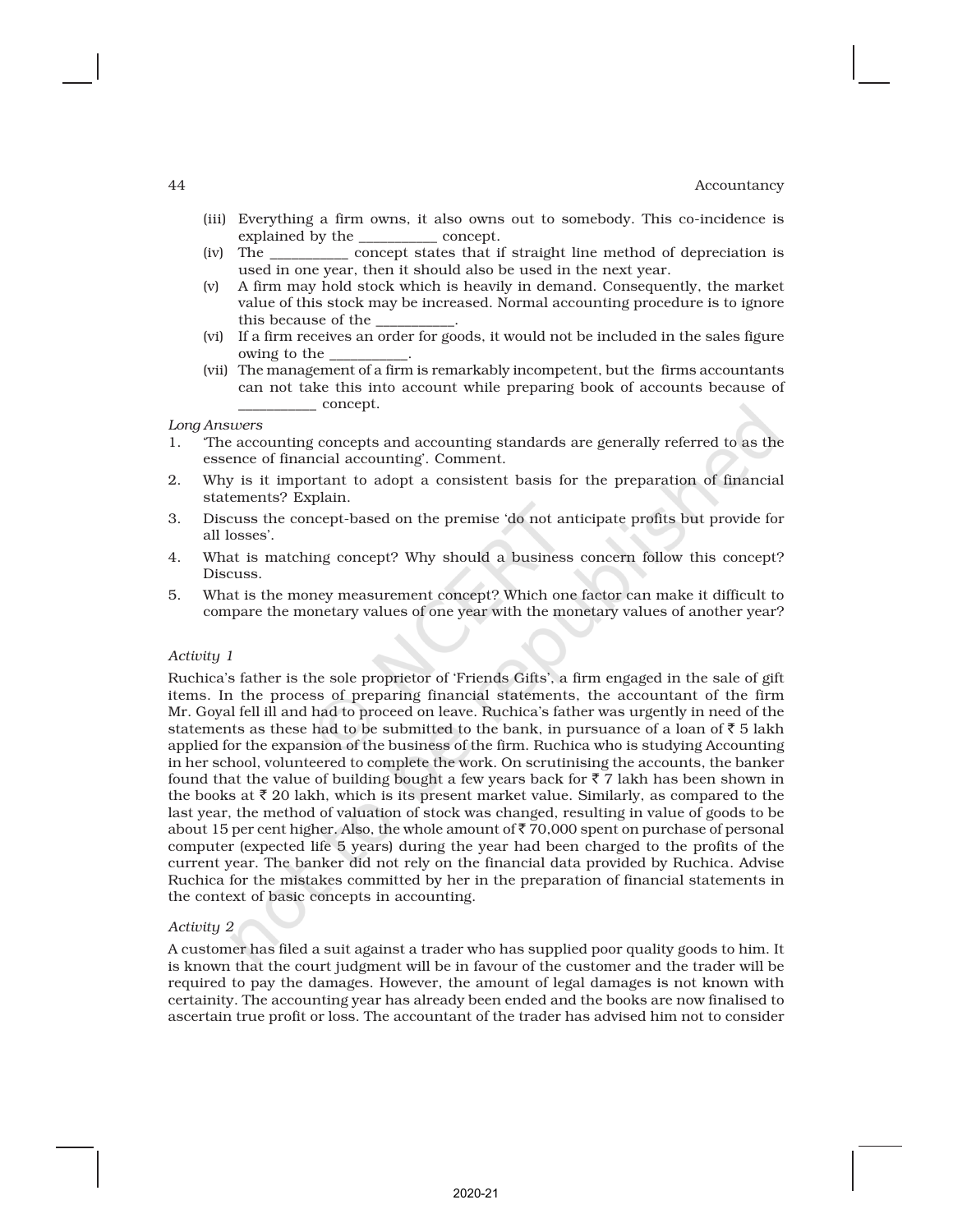(iii) Everything a firm owns, it also owns out to somebody. This co-incidence is explained by the __________ concept.

(iv) The __________ concept states that if straight line method of depreciation is used in one year, then it should also be used in the next year.

(v) A firm may hold stock which is heavily in demand. Consequently, the market value of this stock may be increased. Normal accounting procedure is to ignore this because of the __________.

(vi) If a firm receives an order for goods, it would not be included in the sales figure owing to the __________.

(vii) The management of a firm is remarkably incompetent, but the firms accountants can not take this into account while preparing book of accounts because of __________ concept.

*Long Answers*

1. 'The accounting concepts and accounting standards are generally referred to as the essence of financial accounting'. Comment.
2. Why is it important to adopt a consistent basis for the preparation of financial statements? Explain.
3. Discuss the concept-based on the premise 'do not anticipate profits but provide for all losses'.
4. What is matching concept? Why should a business concern follow this concept? Discuss.
5. What is the money measurement concept? Which one factor can make it difficult to compare the monetary values of one year with the monetary values of another year?

*Activity 1*

Ruchica's father is the sole proprietor of 'Friends Gifts', a firm engaged in the sale of gift items. In the process of preparing financial statements, the accountant of the firm Mr. Goyal fell ill and had to proceed on leave. Ruchica's father was urgently in need of the statements as these had to be submitted to the bank, in pursuance of a loan of ₹ 5 lakh applied for the expansion of the business of the firm. Ruchica who is studying Accounting in her school, volunteered to complete the work. On scrutinising the accounts, the banker found that the value of building bought a few years back for ₹ 7 lakh has been shown in the books at ₹ 20 lakh, which is its present market value. Similarly, as compared to the last year, the method of valuation of stock was changed, resulting in value of goods to be about 15 per cent higher. Also, the whole amount of ₹ 70,000 spent on purchase of personal computer (expected life 5 years) during the year had been charged to the profits of the current year. The banker did not rely on the financial data provided by Ruchica. Advise Ruchica for the mistakes committed by her in the preparation of financial statements in the context of basic concepts in accounting.

*Activity 2*

A customer has filed a suit against a trader who has supplied poor quality goods to him. It is known that the court judgment will be in favour of the customer and the trader will be required to pay the damages. However, the amount of legal damages is not known with certainity. The accounting year has already been ended and the books are now finalised to ascertain true profit or loss. The accountant of the trader has advised him not to consider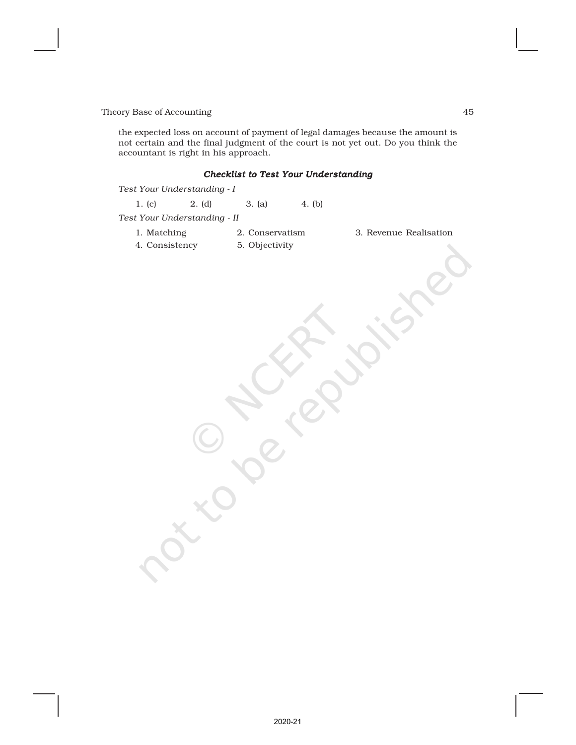the expected loss on account of payment of legal damages because the amount is not certain and the final judgment of the court is not yet out. Do you think the accountant is right in his approach.

### *Checklist to Test Your Understanding*

*Test Your Understanding - I*

1. (c)  2. (d)  3. (a)  4. (b)

*Test Your Understanding - II*

1. Matching
2. Conservatism
3. Revenue Realisation
4. Consistency
5. Objectivity